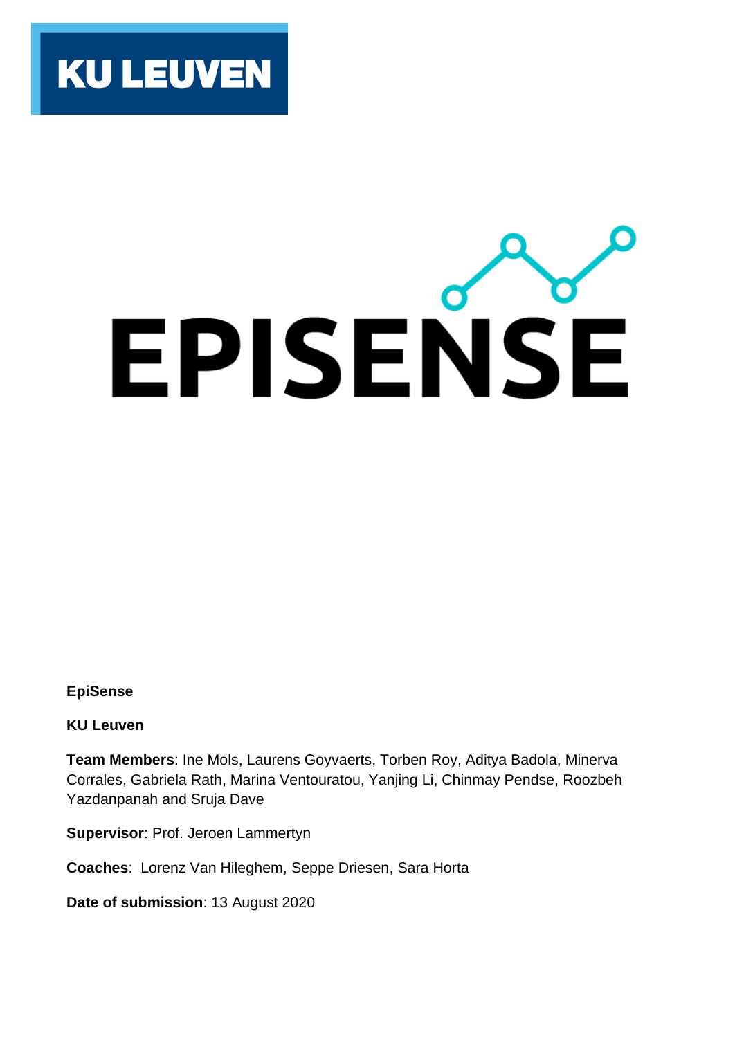KU LEUVEN

# EPISENSE

**EpiSense**

**KU Leuven**

**Team Members**: Ine Mols, Laurens Goyvaerts, Torben Roy, Aditya Badola, Minerva Corrales, Gabriela Rath, Marina Ventouratou, Yanjing Li, Chinmay Pendse, Roozbeh Yazdanpanah and Sruja Dave

**Supervisor**: Prof. Jeroen Lammertyn

**Coaches**: Lorenz Van Hileghem, Seppe Driesen, Sara Horta

**Date of submission**: 13 August 2020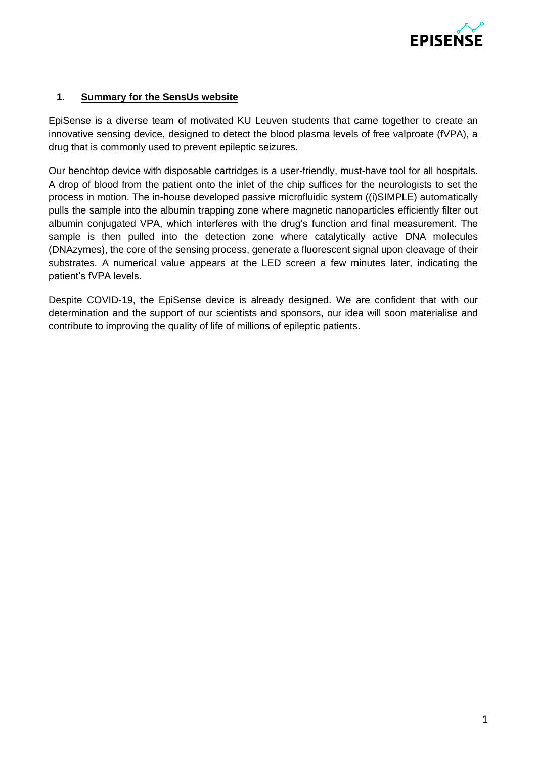## 1. Summary for the SensUs website

EpiSense is a diverse team of motivated KU Leuven students that came together to create an innovative sensing device, designed to detect the blood plasma levels of free valproate (fVPA), a drug that is commonly used to prevent epileptic seizures.

Our benchtop device with disposable cartridges is a user-friendly, must-have tool for all hospitals. A drop of blood from the patient onto the inlet of the chip suffices for the neurologists to set the process in motion. The in-house developed passive microfluidic system ((i)SIMPLE) automatically pulls the sample into the albumin trapping zone where magnetic nanoparticles efficiently filter out albumin conjugated VPA, which interferes with the drug's function and final measurement. The sample is then pulled into the detection zone where catalytically active DNA molecules (DNAzymes), the core of the sensing process, generate a fluorescent signal upon cleavage of their substrates. A numerical value appears at the LED screen a few minutes later, indicating the patient's fVPA levels.

Despite COVID-19, the EpiSense device is already designed. We are confident that with our determination and the support of our scientists and sponsors, our idea will soon materialise and contribute to improving the quality of life of millions of epileptic patients.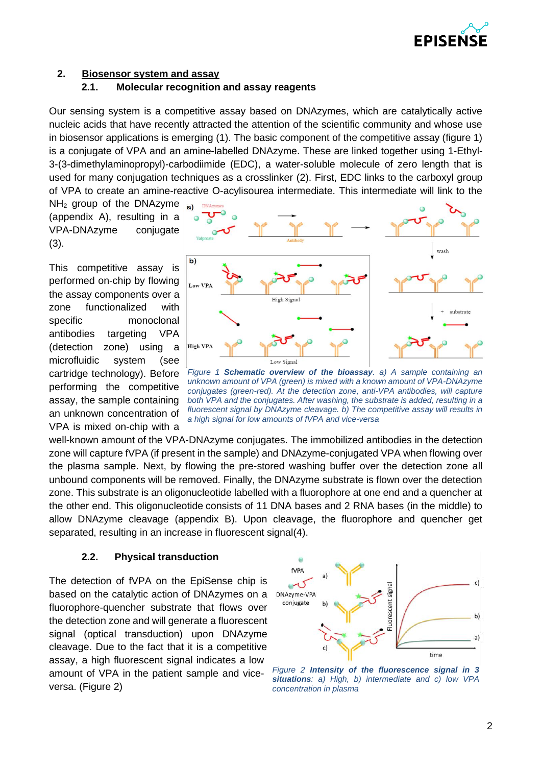## 2. Biosensor system and assay

### 2.1. Molecular recognition and assay reagents

Our sensing system is a competitive assay based on DNAzymes, which are catalytically active nucleic acids that have recently attracted the attention of the scientific community and whose use in biosensor applications is emerging (1). The basic component of the competitive assay (figure 1) is a conjugate of VPA and an amine-labelled DNAzyme. These are linked together using 1-Ethyl-3-(3-dimethylaminopropyl)-carbodiimide (EDC), a water-soluble molecule of zero length that is used for many conjugation techniques as a crosslinker (2). First, EDC links to the carboxyl group of VPA to create an amine-reactive O-acylisourea intermediate. This intermediate will link to the $NH_2$ group of the DNAzyme (appendix A), resulting in a VPA-DNAzyme conjugate (3).

This competitive assay is performed on-chip by flowing the assay components over a zone functionalized with specific monoclonal antibodies targeting VPA (detection zone) using a microfluidic system (see cartridge technology). Before performing the competitive assay, the sample containing an unknown concentration of VPA is mixed on-chip with a well-known amount of the VPA-DNAzyme conjugates. The immobilized antibodies in the detection zone will capture fVPA (if present in the sample) and DNAzyme-conjugated VPA when flowing over the plasma sample. Next, by flowing the pre-stored washing buffer over the detection zone all unbound components will be removed. Finally, the DNAzyme substrate is flown over the detection zone. This substrate is an oligonucleotide labelled with a fluorophore at one end and a quencher at the other end. This oligonucleotide consists of 11 DNA bases and 2 RNA bases (in the middle) to allow DNAzyme cleavage (appendix B). Upon cleavage, the fluorophore and quencher get separated, resulting in an increase in fluorescent signal(4).

*Figure 1* ***Schematic overview of the bioassay****. a) A sample containing an unknown amount of VPA (green) is mixed with a known amount of VPA-DNAzyme conjugates (green-red). At the detection zone, anti-VPA antibodies, will capture both VPA and the conjugates. After washing, the substrate is added, resulting in a fluorescent signal by DNAzyme cleavage. b) The competitive assay will results in a high signal for low amounts of fVPA and vice-versa*

### 2.2. Physical transduction

The detection of fVPA on the EpiSense chip is based on the catalytic action of DNAzymes on a fluorophore-quencher substrate that flows over the detection zone and will generate a fluorescent signal (optical transduction) upon DNAzyme cleavage. Due to the fact that it is a competitive assay, a high fluorescent signal indicates a low amount of VPA in the patient sample and vice-versa. (Figure 2)

*Figure 2* ***Intensity of the fluorescence signal in 3 situations****: a) High, b) intermediate and c) low VPA concentration in plasma*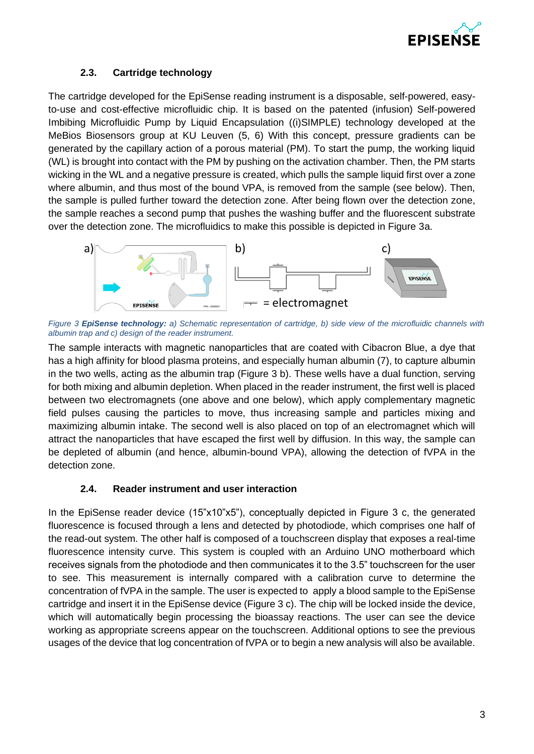### 2.3. Cartridge technology

The cartridge developed for the EpiSense reading instrument is a disposable, self-powered, easy-to-use and cost-effective microfluidic chip. It is based on the patented (infusion) Self-powered Imbibing Microfluidic Pump by Liquid Encapsulation ((i)SIMPLE) technology developed at the MeBios Biosensors group at KU Leuven (5, 6) With this concept, pressure gradients can be generated by the capillary action of a porous material (PM). To start the pump, the working liquid (WL) is brought into contact with the PM by pushing on the activation chamber. Then, the PM starts wicking in the WL and a negative pressure is created, which pulls the sample liquid first over a zone where albumin, and thus most of the bound VPA, is removed from the sample (see below). Then, the sample is pulled further toward the detection zone. After being flown over the detection zone, the sample reaches a second pump that pushes the washing buffer and the fluorescent substrate over the detection zone. The microfluidics to make this possible is depicted in Figure 3a.

*Figure 3 **EpiSense technology:** a) Schematic representation of cartridge, b) side view of the microfluidic channels with albumin trap and c) design of the reader instrument.*

The sample interacts with magnetic nanoparticles that are coated with Cibacron Blue, a dye that has a high affinity for blood plasma proteins, and especially human albumin (7), to capture albumin in the two wells, acting as the albumin trap (Figure 3 b). These wells have a dual function, serving for both mixing and albumin depletion. When placed in the reader instrument, the first well is placed between two electromagnets (one above and one below), which apply complementary magnetic field pulses causing the particles to move, thus increasing sample and particles mixing and maximizing albumin intake. The second well is also placed on top of an electromagnet which will attract the nanoparticles that have escaped the first well by diffusion. In this way, the sample can be depleted of albumin (and hence, albumin-bound VPA), allowing the detection of fVPA in the detection zone.

### 2.4. Reader instrument and user interaction

In the EpiSense reader device (15"x10"x5"), conceptually depicted in Figure 3 c, the generated fluorescence is focused through a lens and detected by photodiode, which comprises one half of the read-out system. The other half is composed of a touchscreen display that exposes a real-time fluorescence intensity curve. This system is coupled with an Arduino UNO motherboard which receives signals from the photodiode and then communicates it to the 3.5" touchscreen for the user to see. This measurement is internally compared with a calibration curve to determine the concentration of fVPA in the sample. The user is expected to apply a blood sample to the EpiSense cartridge and insert it in the EpiSense device (Figure 3 c). The chip will be locked inside the device, which will automatically begin processing the bioassay reactions. The user can see the device working as appropriate screens appear on the touchscreen. Additional options to see the previous usages of the device that log concentration of fVPA or to begin a new analysis will also be available.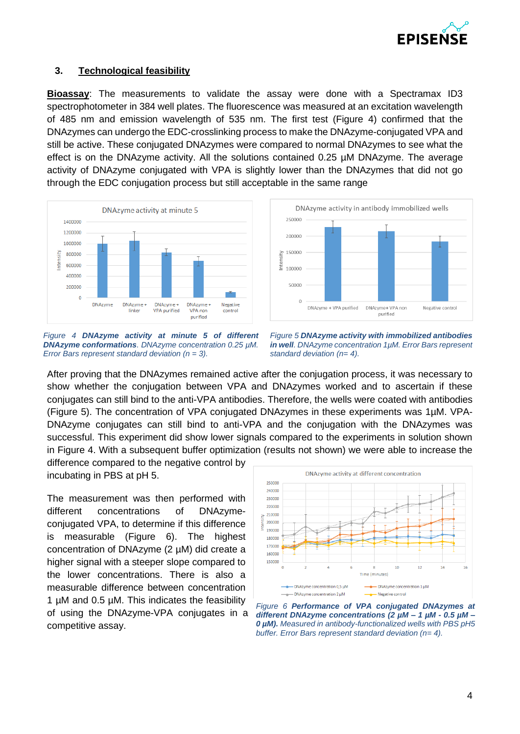## 3. Technological feasibility

**Bioassay**: The measurements to validate the assay were done with a Spectramax ID3 spectrophotometer in 384 well plates. The fluorescence was measured at an excitation wavelength of 485 nm and emission wavelength of 535 nm. The first test (Figure 4) confirmed that the DNAzymes can undergo the EDC-crosslinking process to make the DNAzyme-conjugated VPA and still be active. These conjugated DNAzymes were compared to normal DNAzymes to see what the effect is on the DNAzyme activity. All the solutions contained 0.25 µM DNAzyme. The average activity of DNAzyme conjugated with VPA is slightly lower than the DNAzymes that did not go through the EDC conjugation process but still acceptable in the same range

*Figure 4 **DNAzyme activity at minute 5 of different DNAzyme conformations**. DNAzyme concentration 0.25 µM. Error Bars represent standard deviation (n = 3).*

*Figure 5 **DNAzyme activity with immobilized antibodies in well**. DNAzyme concentration 1µM. Error Bars represent standard deviation (n= 4).*

After proving that the DNAzymes remained active after the conjugation process, it was necessary to show whether the conjugation between VPA and DNAzymes worked and to ascertain if these conjugates can still bind to the anti-VPA antibodies. Therefore, the wells were coated with antibodies (Figure 5). The concentration of VPA conjugated DNAzymes in these experiments was 1µM. VPA-DNAzyme conjugates can still bind to anti-VPA and the conjugation with the DNAzymes was successful. This experiment did show lower signals compared to the experiments in solution shown in Figure 4. With a subsequent buffer optimization (results not shown) we were able to increase the difference compared to the negative control by incubating in PBS at pH 5.

The measurement was then performed with different concentrations of DNAzyme-conjugated VPA, to determine if this difference is measurable (Figure 6). The highest concentration of DNAzyme (2 µM) did create a higher signal with a steeper slope compared to the lower concentrations. There is also a measurable difference between concentration 1 µM and 0.5 µM. This indicates the feasibility of using the DNAzyme-VPA conjugates in a competitive assay.

*Figure 6 **Performance of VPA conjugated DNAzymes at different DNAzyme concentrations (2 µM – 1 µM - 0.5 µM – 0 µM).** Measured in antibody-functionalized wells with PBS pH5 buffer. Error Bars represent standard deviation (n= 4).*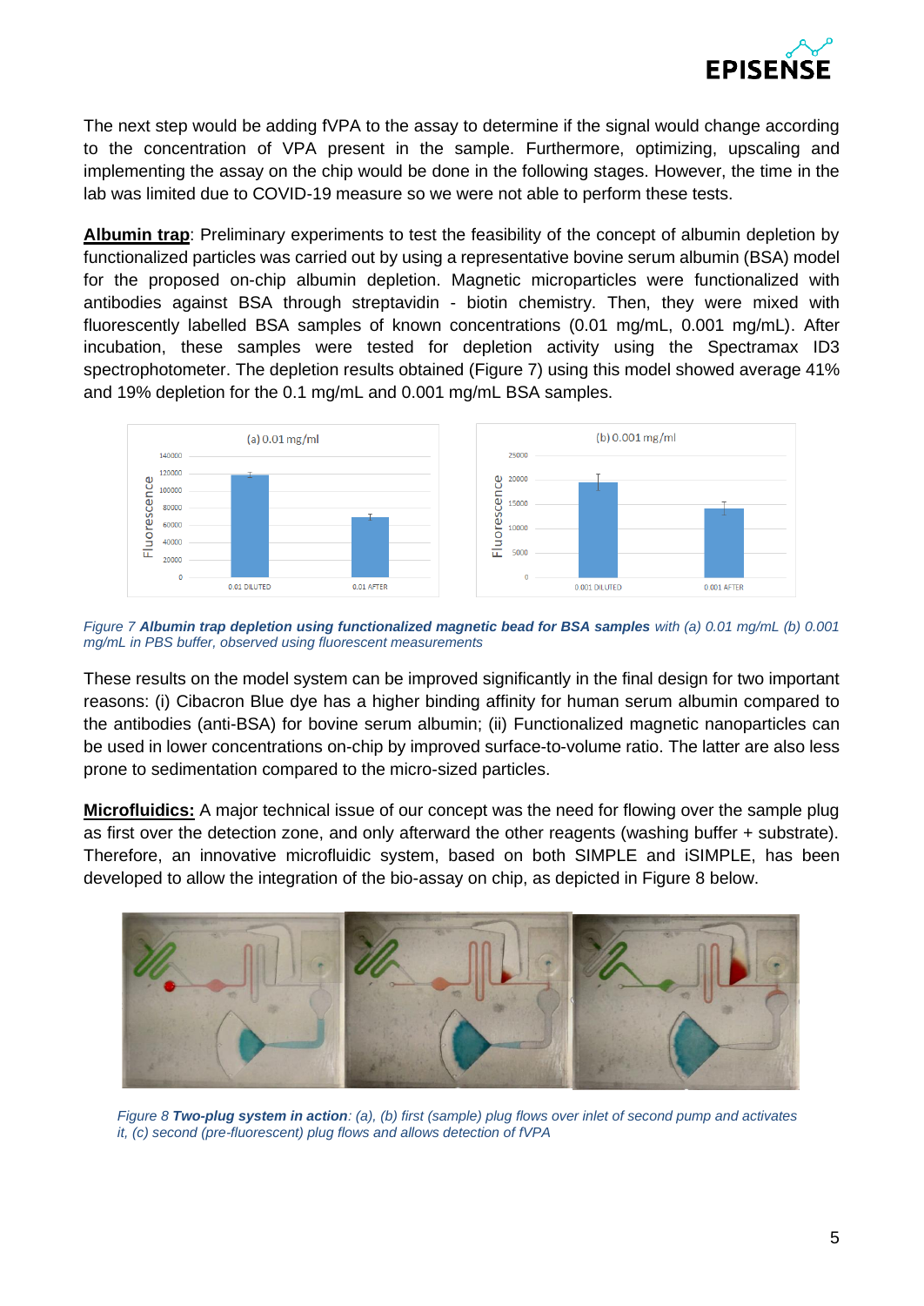The next step would be adding fVPA to the assay to determine if the signal would change according to the concentration of VPA present in the sample. Furthermore, optimizing, upscaling and implementing the assay on the chip would be done in the following stages. However, the time in the lab was limited due to COVID-19 measure so we were not able to perform these tests.

**Albumin trap**: Preliminary experiments to test the feasibility of the concept of albumin depletion by functionalized particles was carried out by using a representative bovine serum albumin (BSA) model for the proposed on-chip albumin depletion. Magnetic microparticles were functionalized with antibodies against BSA through streptavidin - biotin chemistry. Then, they were mixed with fluorescently labelled BSA samples of known concentrations (0.01 mg/mL, 0.001 mg/mL). After incubation, these samples were tested for depletion activity using the Spectramax ID3 spectrophotometer. The depletion results obtained (Figure 7) using this model showed average 41% and 19% depletion for the 0.1 mg/mL and 0.001 mg/mL BSA samples.

*Figure 7* ***Albumin trap depletion using functionalized magnetic bead for BSA samples*** *with (a) 0.01 mg/mL (b) 0.001 mg/mL in PBS buffer, observed using fluorescent measurements*

These results on the model system can be improved significantly in the final design for two important reasons: (i) Cibacron Blue dye has a higher binding affinity for human serum albumin compared to the antibodies (anti-BSA) for bovine serum albumin; (ii) Functionalized magnetic nanoparticles can be used in lower concentrations on-chip by improved surface-to-volume ratio. The latter are also less prone to sedimentation compared to the micro-sized particles.

**Microfluidics:** A major technical issue of our concept was the need for flowing over the sample plug as first over the detection zone, and only afterward the other reagents (washing buffer + substrate). Therefore, an innovative microfluidic system, based on both SIMPLE and iSIMPLE, has been developed to allow the integration of the bio-assay on chip, as depicted in Figure 8 below.

*Figure 8* ***Two-plug system in action****: (a), (b) first (sample) plug flows over inlet of second pump and activates it, (c) second (pre-fluorescent) plug flows and allows detection of fVPA*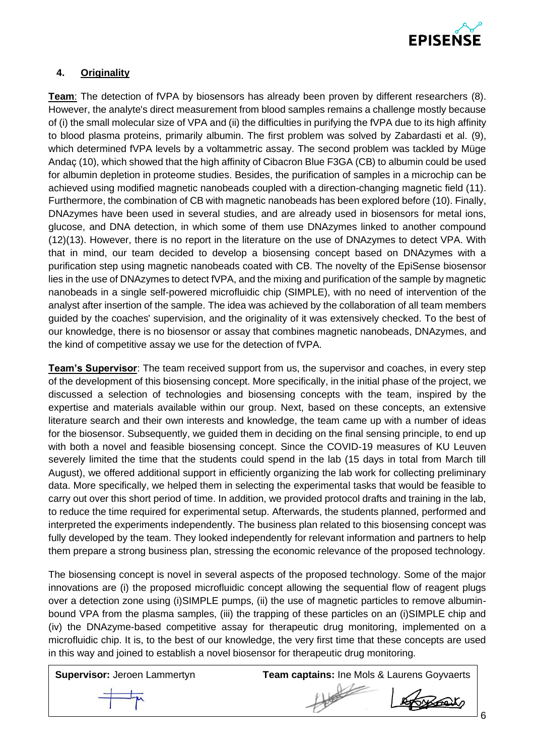### 4. <u>Originality</u>

**<u>Team</u>**: The detection of fVPA by biosensors has already been proven by different researchers (8). However, the analyte's direct measurement from blood samples remains a challenge mostly because of (i) the small molecular size of VPA and (ii) the difficulties in purifying the fVPA due to its high affinity to blood plasma proteins, primarily albumin. The first problem was solved by Zabardasti et al. (9), which determined fVPA levels by a voltammetric assay. The second problem was tackled by Müge Andaç (10), which showed that the high affinity of Cibacron Blue F3GA (CB) to albumin could be used for albumin depletion in proteome studies. Besides, the purification of samples in a microchip can be achieved using modified magnetic nanobeads coupled with a direction-changing magnetic field (11). Furthermore, the combination of CB with magnetic nanobeads has been explored before (10). Finally, DNAzymes have been used in several studies, and are already used in biosensors for metal ions, glucose, and DNA detection, in which some of them use DNAzymes linked to another compound (12)(13). However, there is no report in the literature on the use of DNAzymes to detect VPA. With that in mind, our team decided to develop a biosensing concept based on DNAzymes with a purification step using magnetic nanobeads coated with CB. The novelty of the EpiSense biosensor lies in the use of DNAzymes to detect fVPA, and the mixing and purification of the sample by magnetic nanobeads in a single self-powered microfluidic chip (SIMPLE), with no need of intervention of the analyst after insertion of the sample. The idea was achieved by the collaboration of all team members guided by the coaches' supervision, and the originality of it was extensively checked. To the best of our knowledge, there is no biosensor or assay that combines magnetic nanobeads, DNAzymes, and the kind of competitive assay we use for the detection of fVPA.

**<u>Team's Supervisor</u>**: The team received support from us, the supervisor and coaches, in every step of the development of this biosensing concept. More specifically, in the initial phase of the project, we discussed a selection of technologies and biosensing concepts with the team, inspired by the expertise and materials available within our group. Next, based on these concepts, an extensive literature search and their own interests and knowledge, the team came up with a number of ideas for the biosensor. Subsequently, we guided them in deciding on the final sensing principle, to end up with both a novel and feasible biosensing concept. Since the COVID-19 measures of KU Leuven severely limited the time that the students could spend in the lab (15 days in total from March till August), we offered additional support in efficiently organizing the lab work for collecting preliminary data. More specifically, we helped them in selecting the experimental tasks that would be feasible to carry out over this short period of time. In addition, we provided protocol drafts and training in the lab, to reduce the time required for experimental setup. Afterwards, the students planned, performed and interpreted the experiments independently. The business plan related to this biosensing concept was fully developed by the team. They looked independently for relevant information and partners to help them prepare a strong business plan, stressing the economic relevance of the proposed technology.

The biosensing concept is novel in several aspects of the proposed technology. Some of the major innovations are (i) the proposed microfluidic concept allowing the sequential flow of reagent plugs over a detection zone using (i)SIMPLE pumps, (ii) the use of magnetic particles to remove albumin-bound VPA from the plasma samples, (iii) the trapping of these particles on an (i)SIMPLE chip and (iv) the DNAzyme-based competitive assay for therapeutic drug monitoring, implemented on a microfluidic chip. It is, to the best of our knowledge, the very first time that these concepts are used in this way and joined to establish a novel biosensor for therapeutic drug monitoring.

| **Supervisor:** Jeroen Lammertyn | **Team captains:** Ine Mols & Laurens Goyvaerts |
|---|---|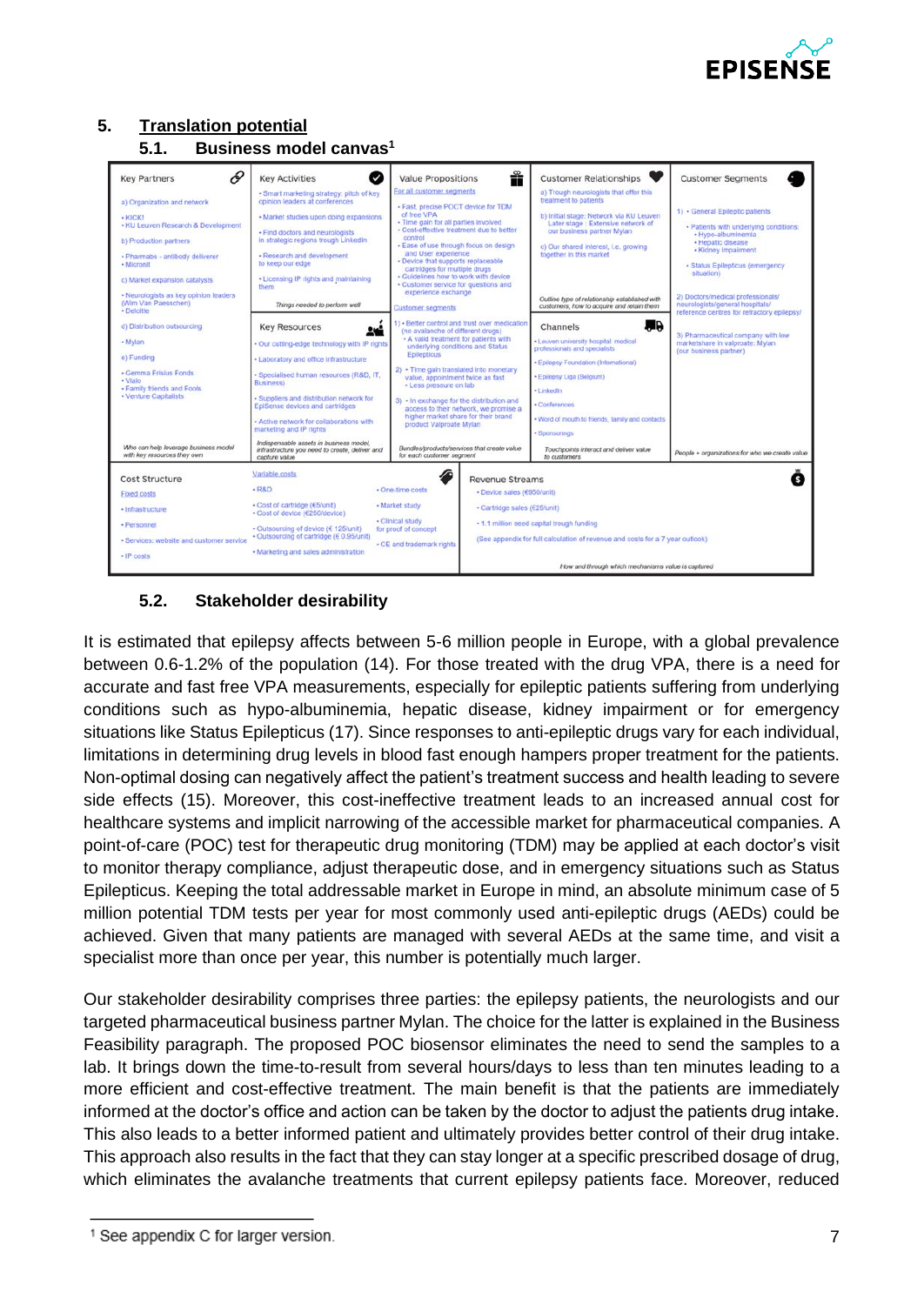## 5. Translation potential

### 5.1. Business model canvas[1]

| Key Partners | Key Activities | Value Propositions | Customer Relationships | Customer Segments |
|---|---|---|---|---|
| a) Organization and network<br>• KICK!<br>• KU Leuven Research & Development<br>b) Production partners<br>• Pharmabs - antibody deliverer<br>• Micronit<br>c) Market expansion catalysts<br>• Neurologists as key opinion leaders (Wim Van Paesschen)<br>• Deloitte<br>d) Distribution outsourcing<br>• Mylan<br>e) Funding<br>• Gemma Frisius Fonds<br>• Vlaio<br>• Family friends and Fools<br>• Venture Capitalists<br><br>*Who can help leverage business model with key resources they own* | • Smart marketing strategy: pitch of key opinion leaders at conferences<br>• Market studies upon doing expansions<br>• Find doctors and neurologists in strategic regions trough LinkedIn<br>• Research and development to keep our edge<br>• Licensing IP rights and maintaining them<br><br>*Things needed to perform well*<br><br>**Key Resources**<br>• Our cutting-edge technology with IP rights<br>• Laboratory and office infrastructure<br>• Specialised human resources (R&D, IT, Business)<br>• Suppliers and distribution network for EpiSense devices and cartridges<br>• Active network for collaborations with marketing and IP rights<br><br>*Indispensable assets in business model, infrastructure you need to create, deliver and capture value* | For all customer segments<br>• Fast, precise POCT device for TDM of free VPA<br>• Time gain for all parties involved<br>• Cost-effective treatment due to better control<br>• Ease of use through focus on design and User experience<br>• Device that supports replaceable cartridges for multiple drugs<br>• Guidelines how to work with device<br>• Customer service for questions and experience exchange<br><br>Customer segments<br>1) • Better control and trust over medication (no avalanche of different drugs)<br>• A valid treatment for patients with underlying conditions and Status Epilepticus<br>2) • Time gain translated into monetary value, appointment twice as fast<br>• Less pressure on lab<br>3) • In exchange for the distribution and access to their network, we promise a higher market share for their brand product Valproate Mylan<br><br>*Bundles/products/services that create value for each customer segment* | a) Trough neurologists that offer this treatment to patients<br>b) Initial stage: Network via KU Leuven<br>Later stage : Extensive network of our business partner Mylan<br>c) Our shared interest, i.e. growing together in this market<br><br>*Outline type of relationship established with customers, how to acquire and retain them*<br><br>**Channels**<br>• Leuven university hospital: medical professionals and specialists<br>• Epilepsy Foundation (International)<br>• Epilepsy Liga (Belgium)<br>• LinkedIn<br>• Conferences<br>• Word of mouth to friends, family and contacts<br>• Sponsorings<br><br>*Touchpoints interact and deliver value to customers* | 1) • General Epileptic patients<br>• Patients with underlying conditions:<br>• Hypo-albuminemia<br>• Hepatic disease<br>• Kidney impairment<br>• Status Epilepticus (emergency situation)<br>2) Doctors/medical professionals/ neurologists/general hospitals/ reference centres for refractory epilepsy/<br>3) Pharmaceutical company with low marketshare in valproate: Mylan (our business partner)<br><br>*People + organizations for who we create value* |

| Cost Structure | | | Revenue Streams |
|---|---|---|---|
| Fixed costs<br>• Infrastructure<br>• Personnel<br>• Services: website and customer service<br>• IP costs | Variable costs<br>• R&D<br>• Cost of cartridge (€5/unit)<br>• Cost of device (€250/device)<br>• Outsourcing of device (€ 125/unit)<br>• Outsourcing of cartridge (€ 0.95/unit)<br>• Marketing and sales administration | • One-time costs<br>• Market study<br>• Clinical study for proof of concept<br>• CE and trademark rights | • Device sales (€950/unit)<br>• Cartridge sales (€25/unit)<br>• 1.1 million seed capital trough funding<br>(See appendix for full calculation of revenue and costs for a 7 year outlook)<br><br>*How and through which mechanisms value is captured* |

### 5.2. Stakeholder desirability

It is estimated that epilepsy affects between 5-6 million people in Europe, with a global prevalence between 0.6-1.2% of the population (14). For those treated with the drug VPA, there is a need for accurate and fast free VPA measurements, especially for epileptic patients suffering from underlying conditions such as hypo-albuminemia, hepatic disease, kidney impairment or for emergency situations like Status Epilepticus (17). Since responses to anti-epileptic drugs vary for each individual, limitations in determining drug levels in blood fast enough hampers proper treatment for the patients. Non-optimal dosing can negatively affect the patient's treatment success and health leading to severe side effects (15). Moreover, this cost-ineffective treatment leads to an increased annual cost for healthcare systems and implicit narrowing of the accessible market for pharmaceutical companies. A point-of-care (POC) test for therapeutic drug monitoring (TDM) may be applied at each doctor's visit to monitor therapy compliance, adjust therapeutic dose, and in emergency situations such as Status Epilepticus. Keeping the total addressable market in Europe in mind, an absolute minimum case of 5 million potential TDM tests per year for most commonly used anti-epileptic drugs (AEDs) could be achieved. Given that many patients are managed with several AEDs at the same time, and visit a specialist more than once per year, this number is potentially much larger.

Our stakeholder desirability comprises three parties: the epilepsy patients, the neurologists and our targeted pharmaceutical business partner Mylan. The choice for the latter is explained in the Business Feasibility paragraph. The proposed POC biosensor eliminates the need to send the samples to a lab. It brings down the time-to-result from several hours/days to less than ten minutes leading to a more efficient and cost-effective treatment. The main benefit is that the patients are immediately informed at the doctor's office and action can be taken by the doctor to adjust the patients drug intake. This also leads to a better informed patient and ultimately provides better control of their drug intake. This approach also results in the fact that they can stay longer at a specific prescribed dosage of drug, which eliminates the avalanche treatments that current epilepsy patients face. Moreover, reduced

[1] See appendix C for larger version.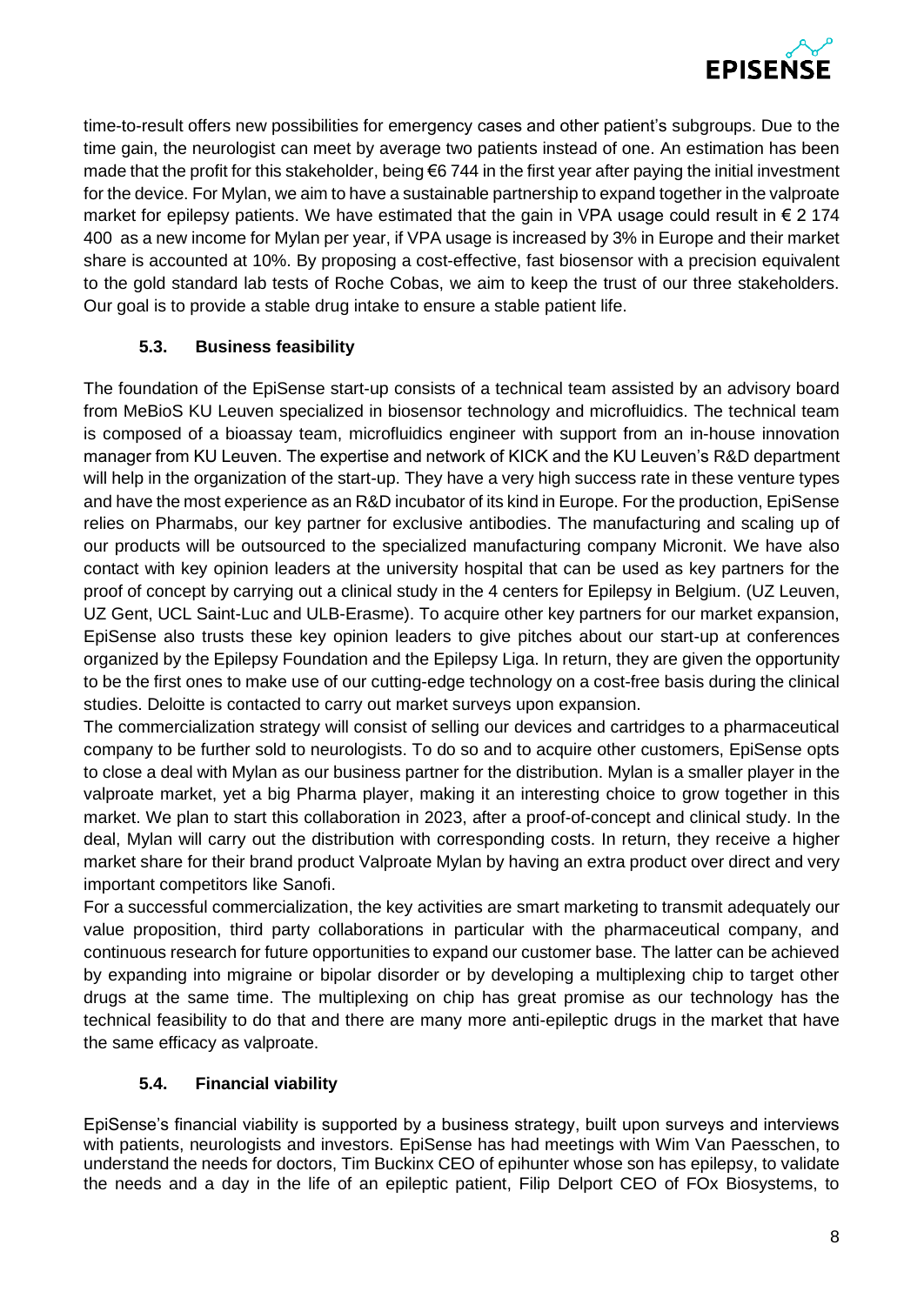time-to-result offers new possibilities for emergency cases and other patient's subgroups. Due to the time gain, the neurologist can meet by average two patients instead of one. An estimation has been made that the profit for this stakeholder, being €6 744 in the first year after paying the initial investment for the device. For Mylan, we aim to have a sustainable partnership to expand together in the valproate market for epilepsy patients. We have estimated that the gain in VPA usage could result in € 2 174 400 as a new income for Mylan per year, if VPA usage is increased by 3% in Europe and their market share is accounted at 10%. By proposing a cost-effective, fast biosensor with a precision equivalent to the gold standard lab tests of Roche Cobas, we aim to keep the trust of our three stakeholders. Our goal is to provide a stable drug intake to ensure a stable patient life.

### 5.3. Business feasibility

The foundation of the EpiSense start-up consists of a technical team assisted by an advisory board from MeBioS KU Leuven specialized in biosensor technology and microfluidics. The technical team is composed of a bioassay team, microfluidics engineer with support from an in-house innovation manager from KU Leuven. The expertise and network of KICK and the KU Leuven's R&D department will help in the organization of the start-up. They have a very high success rate in these venture types and have the most experience as an R&D incubator of its kind in Europe. For the production, EpiSense relies on Pharmabs, our key partner for exclusive antibodies. The manufacturing and scaling up of our products will be outsourced to the specialized manufacturing company Micronit. We have also contact with key opinion leaders at the university hospital that can be used as key partners for the proof of concept by carrying out a clinical study in the 4 centers for Epilepsy in Belgium. (UZ Leuven, UZ Gent, UCL Saint-Luc and ULB-Erasme). To acquire other key partners for our market expansion, EpiSense also trusts these key opinion leaders to give pitches about our start-up at conferences organized by the Epilepsy Foundation and the Epilepsy Liga. In return, they are given the opportunity to be the first ones to make use of our cutting-edge technology on a cost-free basis during the clinical studies. Deloitte is contacted to carry out market surveys upon expansion.

The commercialization strategy will consist of selling our devices and cartridges to a pharmaceutical company to be further sold to neurologists. To do so and to acquire other customers, EpiSense opts to close a deal with Mylan as our business partner for the distribution. Mylan is a smaller player in the valproate market, yet a big Pharma player, making it an interesting choice to grow together in this market. We plan to start this collaboration in 2023, after a proof-of-concept and clinical study. In the deal, Mylan will carry out the distribution with corresponding costs. In return, they receive a higher market share for their brand product Valproate Mylan by having an extra product over direct and very important competitors like Sanofi.

For a successful commercialization, the key activities are smart marketing to transmit adequately our value proposition, third party collaborations in particular with the pharmaceutical company, and continuous research for future opportunities to expand our customer base. The latter can be achieved by expanding into migraine or bipolar disorder or by developing a multiplexing chip to target other drugs at the same time. The multiplexing on chip has great promise as our technology has the technical feasibility to do that and there are many more anti-epileptic drugs in the market that have the same efficacy as valproate.

### 5.4. Financial viability

EpiSense's financial viability is supported by a business strategy, built upon surveys and interviews with patients, neurologists and investors. EpiSense has had meetings with Wim Van Paesschen, to understand the needs for doctors, Tim Buckinx CEO of epihunter whose son has epilepsy, to validate the needs and a day in the life of an epileptic patient, Filip Delport CEO of FOx Biosystems, to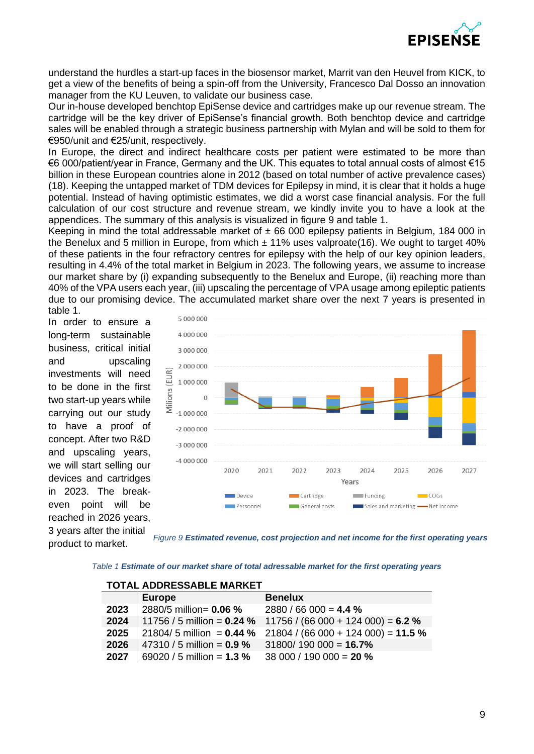understand the hurdles a start-up faces in the biosensor market, Marrit van den Heuvel from KICK, to get a view of the benefits of being a spin-off from the University, Francesco Dal Dosso an innovation manager from the KU Leuven, to validate our business case.

Our in-house developed benchtop EpiSense device and cartridges make up our revenue stream. The cartridge will be the key driver of EpiSense's financial growth. Both benchtop device and cartridge sales will be enabled through a strategic business partnership with Mylan and will be sold to them for €950/unit and €25/unit, respectively.

In Europe, the direct and indirect healthcare costs per patient were estimated to be more than €6 000/patient/year in France, Germany and the UK. This equates to total annual costs of almost €15 billion in these European countries alone in 2012 (based on total number of active prevalence cases) (18). Keeping the untapped market of TDM devices for Epilepsy in mind, it is clear that it holds a huge potential. Instead of having optimistic estimates, we did a worst case financial analysis. For the full calculation of our cost structure and revenue stream, we kindly invite you to have a look at the appendices. The summary of this analysis is visualized in figure 9 and table 1.

Keeping in mind the total addressable market of ± 66 000 epilepsy patients in Belgium, 184 000 in the Benelux and 5 million in Europe, from which ± 11% uses valproate(16). We ought to target 40% of these patients in the four refractory centres for epilepsy with the help of our key opinion leaders, resulting in 4.4% of the total market in Belgium in 2023. The following years, we assume to increase our market share by (i) expanding subsequently to the Benelux and Europe, (ii) reaching more than 40% of the VPA users each year, (iii) upscaling the percentage of VPA usage among epileptic patients due to our promising device. The accumulated market share over the next 7 years is presented in table 1.

In order to ensure a long-term sustainable business, critical initial and upscaling investments will need to be done in the first two start-up years while carrying out our study to have a proof of concept. After two R&D and upscaling years, we will start selling our devices and cartridges in 2023. The break-even point will be reached in 2026 years, 3 years after the initial product to market.

*Figure 9* ***Estimated revenue, cost projection and net income for the first operating years***

*Table 1* ***Estimate of our market share of total adressable market for the first operating years***

**TOTAL ADDRESSABLE MARKET**

| | Europe | Benelux |
|---|---|---|
| **2023** | 2880/5 million= **0.06 %** | 2880 / 66 000 = **4.4 %** |
| **2024** | 11756 / 5 million = **0.24 %** | 11756 / (66 000 + 124 000) = **6.2 %** |
| **2025** | 21804/ 5 million = **0.44 %** | 21804 / (66 000 + 124 000) = **11.5 %** |
| **2026** | 47310 / 5 million = **0.9 %** | 31800/ 190 000 = **16.7%** |
| **2027** | 69020 / 5 million = **1.3 %** | 38 000 / 190 000 = **20 %** |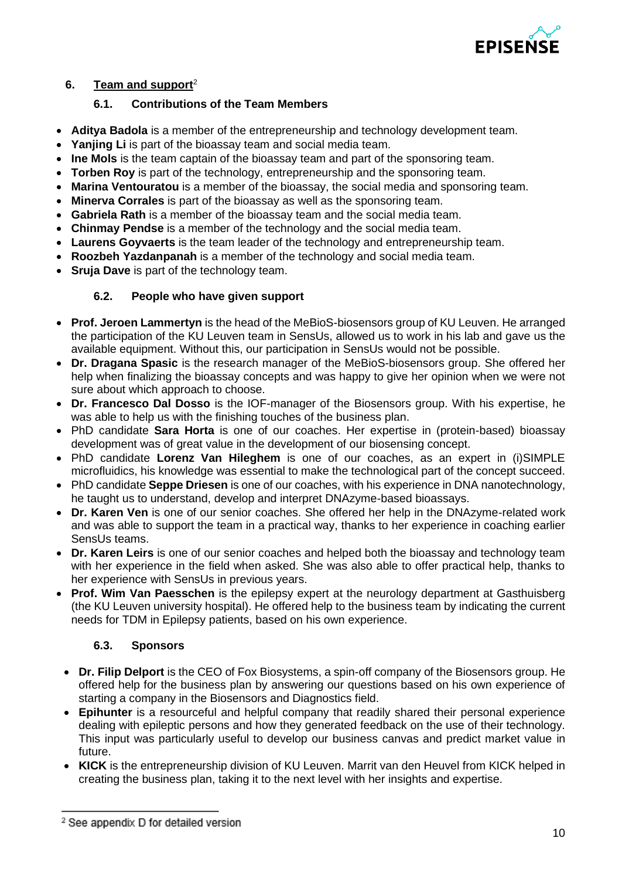## 6. Team and support[2]

### 6.1. Contributions of the Team Members

- **Aditya Badola** is a member of the entrepreneurship and technology development team.
- **Yanjing Li** is part of the bioassay team and social media team.
- **Ine Mols** is the team captain of the bioassay team and part of the sponsoring team.
- **Torben Roy** is part of the technology, entrepreneurship and the sponsoring team.
- **Marina Ventouratou** is a member of the bioassay, the social media and sponsoring team.
- **Minerva Corrales** is part of the bioassay as well as the sponsoring team.
- **Gabriela Rath** is a member of the bioassay team and the social media team.
- **Chinmay Pendse** is a member of the technology and the social media team.
- **Laurens Goyvaerts** is the team leader of the technology and entrepreneurship team.
- **Roozbeh Yazdanpanah** is a member of the technology and social media team.
- **Sruja Dave** is part of the technology team.

### 6.2. People who have given support

- **Prof. Jeroen Lammertyn** is the head of the MeBioS-biosensors group of KU Leuven. He arranged the participation of the KU Leuven team in SensUs, allowed us to work in his lab and gave us the available equipment. Without this, our participation in SensUs would not be possible.
- **Dr. Dragana Spasic** is the research manager of the MeBioS-biosensors group. She offered her help when finalizing the bioassay concepts and was happy to give her opinion when we were not sure about which approach to choose.
- **Dr. Francesco Dal Dosso** is the IOF-manager of the Biosensors group. With his expertise, he was able to help us with the finishing touches of the business plan.
- PhD candidate **Sara Horta** is one of our coaches. Her expertise in (protein-based) bioassay development was of great value in the development of our biosensing concept.
- PhD candidate **Lorenz Van Hileghem** is one of our coaches, as an expert in (i)SIMPLE microfluidics, his knowledge was essential to make the technological part of the concept succeed.
- PhD candidate **Seppe Driesen** is one of our coaches, with his experience in DNA nanotechnology, he taught us to understand, develop and interpret DNAzyme-based bioassays.
- **Dr. Karen Ven** is one of our senior coaches. She offered her help in the DNAzyme-related work and was able to support the team in a practical way, thanks to her experience in coaching earlier SensUs teams.
- **Dr. Karen Leirs** is one of our senior coaches and helped both the bioassay and technology team with her experience in the field when asked. She was also able to offer practical help, thanks to her experience with SensUs in previous years.
- **Prof. Wim Van Paesschen** is the epilepsy expert at the neurology department at Gasthuisberg (the KU Leuven university hospital). He offered help to the business team by indicating the current needs for TDM in Epilepsy patients, based on his own experience.

### 6.3. Sponsors

- **Dr. Filip Delport** is the CEO of Fox Biosystems, a spin-off company of the Biosensors group. He offered help for the business plan by answering our questions based on his own experience of starting a company in the Biosensors and Diagnostics field.
- **Epihunter** is a resourceful and helpful company that readily shared their personal experience dealing with epileptic persons and how they generated feedback on the use of their technology. This input was particularly useful to develop our business canvas and predict market value in future.
- **KICK** is the entrepreneurship division of KU Leuven. Marrit van den Heuvel from KICK helped in creating the business plan, taking it to the next level with her insights and expertise.

[2] See appendix D for detailed version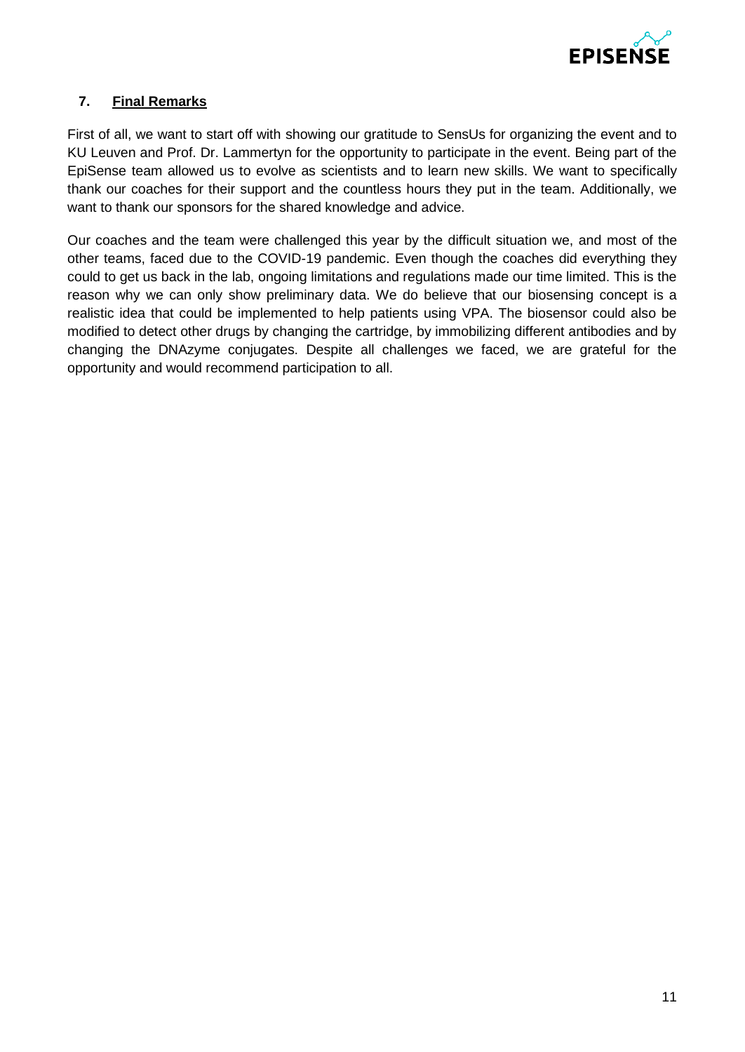## 7. **Final Remarks**

First of all, we want to start off with showing our gratitude to SensUs for organizing the event and to KU Leuven and Prof. Dr. Lammertyn for the opportunity to participate in the event. Being part of the EpiSense team allowed us to evolve as scientists and to learn new skills. We want to specifically thank our coaches for their support and the countless hours they put in the team. Additionally, we want to thank our sponsors for the shared knowledge and advice.

Our coaches and the team were challenged this year by the difficult situation we, and most of the other teams, faced due to the COVID-19 pandemic. Even though the coaches did everything they could to get us back in the lab, ongoing limitations and regulations made our time limited. This is the reason why we can only show preliminary data. We do believe that our biosensing concept is a realistic idea that could be implemented to help patients using VPA. The biosensor could also be modified to detect other drugs by changing the cartridge, by immobilizing different antibodies and by changing the DNAzyme conjugates. Despite all challenges we faced, we are grateful for the opportunity and would recommend participation to all.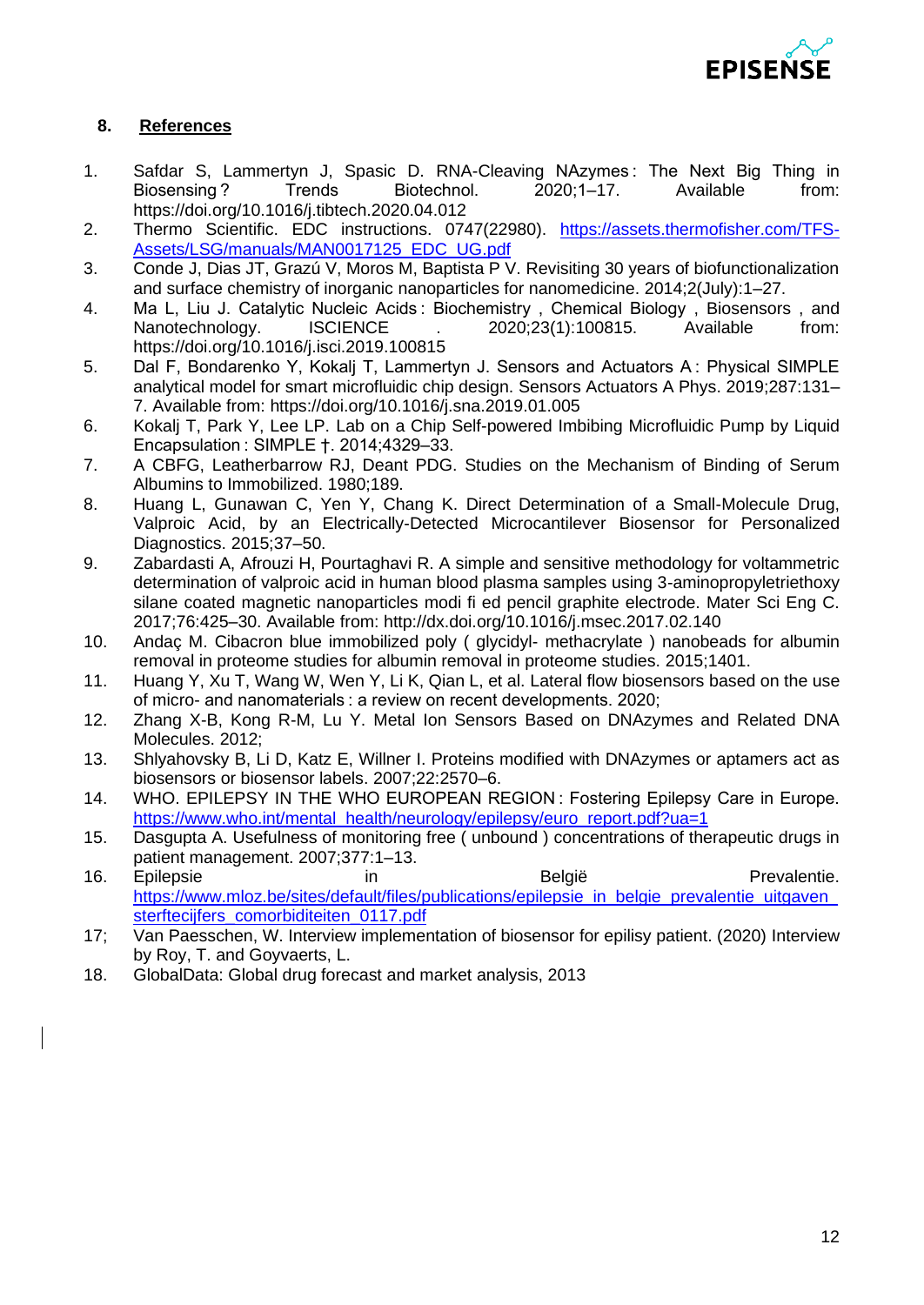## 8. References

1. Safdar S, Lammertyn J, Spasic D. RNA-Cleaving NAzymes : The Next Big Thing in Biosensing ? Trends Biotechnol. 2020;1–17. Available from: https://doi.org/10.1016/j.tibtech.2020.04.012
2. Thermo Scientific. EDC instructions. 0747(22980). https://assets.thermofisher.com/TFS-Assets/LSG/manuals/MAN0017125_EDC_UG.pdf
3. Conde J, Dias JT, Grazú V, Moros M, Baptista P V. Revisiting 30 years of biofunctionalization and surface chemistry of inorganic nanoparticles for nanomedicine. 2014;2(July):1–27.
4. Ma L, Liu J. Catalytic Nucleic Acids : Biochemistry , Chemical Biology , Biosensors , and Nanotechnology. ISCIENCE . 2020;23(1):100815. Available from: https://doi.org/10.1016/j.isci.2019.100815
5. Dal F, Bondarenko Y, Kokalj T, Lammertyn J. Sensors and Actuators A : Physical SIMPLE analytical model for smart microfluidic chip design. Sensors Actuators A Phys. 2019;287:131–7. Available from: https://doi.org/10.1016/j.sna.2019.01.005
6. Kokalj T, Park Y, Lee LP. Lab on a Chip Self-powered Imbibing Microfluidic Pump by Liquid Encapsulation : SIMPLE †. 2014;4329–33.
7. A CBFG, Leatherbarrow RJ, Deant PDG. Studies on the Mechanism of Binding of Serum Albumins to Immobilized. 1980;189.
8. Huang L, Gunawan C, Yen Y, Chang K. Direct Determination of a Small-Molecule Drug, Valproic Acid, by an Electrically-Detected Microcantilever Biosensor for Personalized Diagnostics. 2015;37–50.
9. Zabardasti A, Afrouzi H, Pourtaghavi R. A simple and sensitive methodology for voltammetric determination of valproic acid in human blood plasma samples using 3-aminopropyletriethoxy silane coated magnetic nanoparticles modi fi ed pencil graphite electrode. Mater Sci Eng C. 2017;76:425–30. Available from: http://dx.doi.org/10.1016/j.msec.2017.02.140
10. Andaç M. Cibacron blue immobilized poly ( glycidyl- methacrylate ) nanobeads for albumin removal in proteome studies for albumin removal in proteome studies. 2015;1401.
11. Huang Y, Xu T, Wang W, Wen Y, Li K, Qian L, et al. Lateral flow biosensors based on the use of micro- and nanomaterials : a review on recent developments. 2020;
12. Zhang X-B, Kong R-M, Lu Y. Metal Ion Sensors Based on DNAzymes and Related DNA Molecules. 2012;
13. Shlyahovsky B, Li D, Katz E, Willner I. Proteins modified with DNAzymes or aptamers act as biosensors or biosensor labels. 2007;22:2570–6.
14. WHO. EPILEPSY IN THE WHO EUROPEAN REGION : Fostering Epilepsy Care in Europe. https://www.who.int/mental_health/neurology/epilepsy/euro_report.pdf?ua=1
15. Dasgupta A. Usefulness of monitoring free ( unbound ) concentrations of therapeutic drugs in patient management. 2007;377:1–13.
16. Epilepsie in België Prevalentie. https://www.mloz.be/sites/default/files/publications/epilepsie_in_belgie_prevalentie_uitgaven_sterftecijfers_comorbiditeiten_0117.pdf
17. Van Paesschen, W. Interview implementation of biosensor for epilisy patient. (2020) Interview by Roy, T. and Goyvaerts, L.
18. GlobalData: Global drug forecast and market analysis, 2013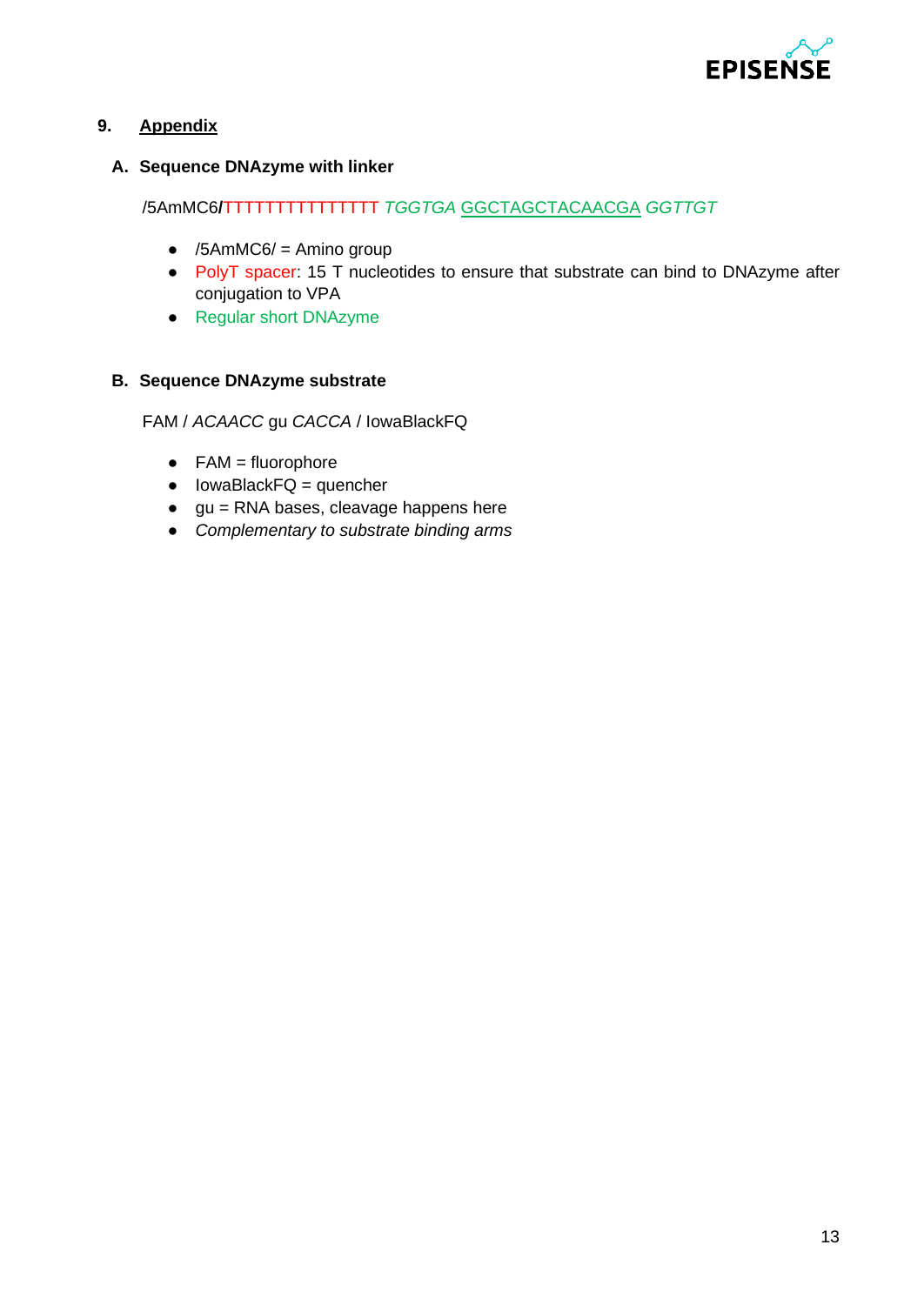## 9. Appendix

### A. Sequence DNAzyme with linker

/5AmMC6/TTTTTTTTTTTTTTT *TGGTGA* GGCTAGCTACAACGA *GGTTGT*

- /5AmMC6/ = Amino group
- PolyT spacer: 15 T nucleotides to ensure that substrate can bind to DNAzyme after conjugation to VPA
- Regular short DNAzyme

### B. Sequence DNAzyme substrate

FAM / *ACAACC* gu *CACCA* / IowaBlackFQ

- FAM = fluorophore
- IowaBlackFQ = quencher
- gu = RNA bases, cleavage happens here
- *Complementary to substrate binding arms*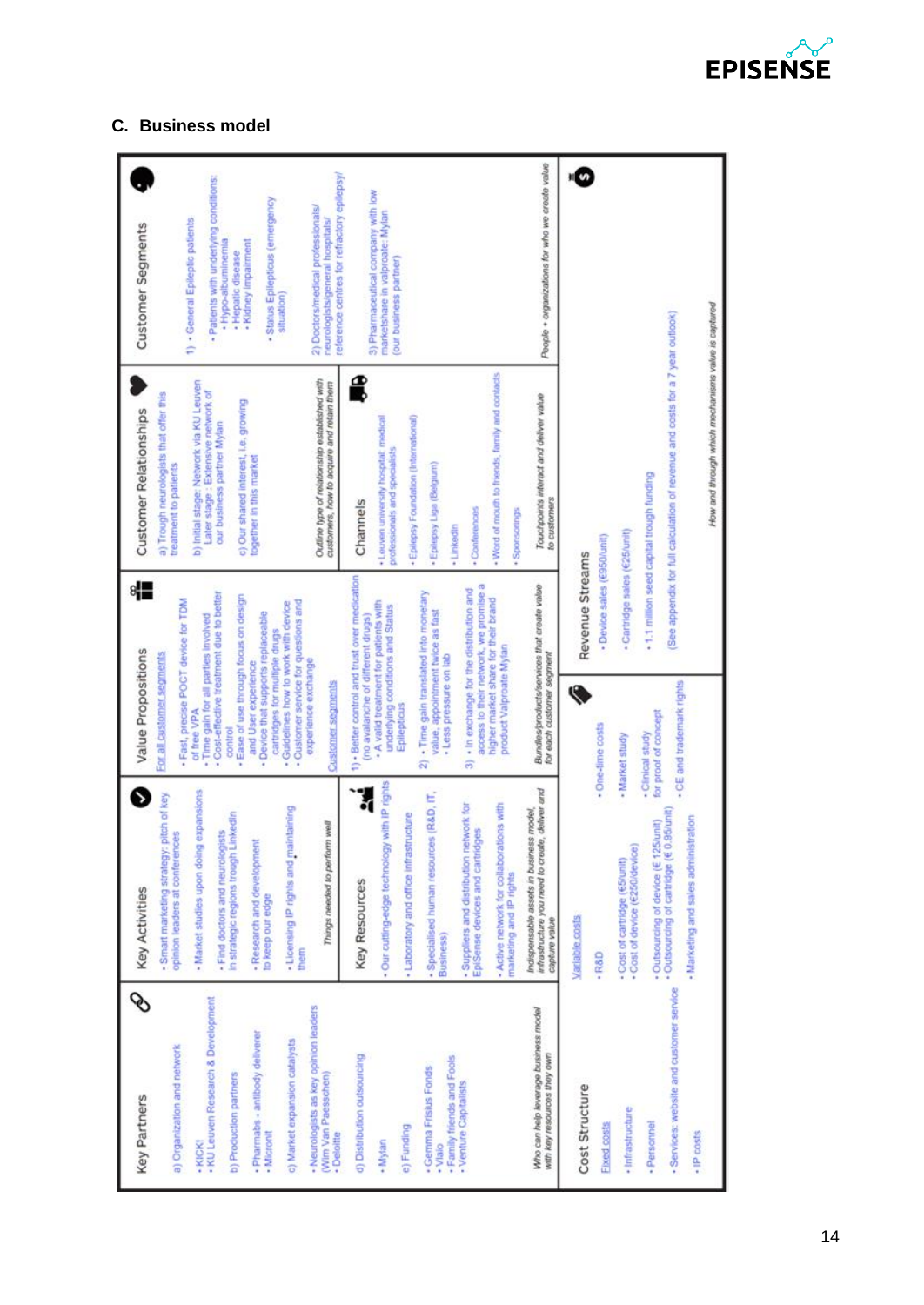## C. Business model

### Key Partners

a) Organization and network
- KICK!
- KU Leuven Research & Development

b) Production partners
- Pharmabs - antibody deliverer
- Micronit

c) Market expansion catalysts
- Neurologists as key opinion leaders (Wim Van Paesschen)
- Deloitte

d) Distribution outsourcing
- Mylan

e) Funding
- Gemma Frisius Fonds
- Vlaio
- Family friends and Fools
- Venture Capitalists

*Who can help leverage business model with key resources they own*

### Key Activities

- Smart marketing strategy: pitch of key opinion leaders at conferences
- Market studies upon doing expansions
- Find doctors and neurologists in strategic regions trough LinkedIn
- Research and development to keep our edge
- Licensing IP rights and maintaining them

*Things needed to perform well*

### Key Resources

- Our cutting-edge technology with IP rights
- Laboratory and office infrastructure
- Specialised human resources (R&D, IT, Business)
- Suppliers and distribution network for EpiSense devices and cartridges
- Active network for collaborations with marketing and IP rights

*Indispensable assets in business model, infrastructure you need to create, deliver and capture value*

### Value Propositions

For all customer segments
- Fast, precise POCT device for TDM of free VPA
- Time gain for all parties involved
- Cost-effective treatment due to better control
- Ease of use through focus on design and User experience
- Device that supports replaceable cartridges for multiple drugs
- Guidelines how to work with device
- Customer service for questions and experience exchange

Customer segments

1) - Better control and trust over medication (no avalanche of different drugs)
- A valid treatment for patients with underlying conditions and Status Epilepticus

2) - Time gain translated into monetary value, appointment twice as fast
- Less pressure on lab

3) - In exchange for the distribution and access to their network, we promise a higher market share for their brand product Valproate Mylan

*Bundles/products/services that create value for each customer segment*

### Customer Relationships

a) Trough neurologists that offer this treatment to patients

b) Initial stage: Network via KU Leuven
Later stage: Extensive network of our business partner Mylan

c) Our shared interest, i.e. growing together in this market

*Outline type of relationship established with customers, how to acquire and retain them*

### Channels

- Leuven university hospital: medical professionals and specialists
- Epilepsy Foundation (International)
- Epilepsy Liga (Belgium)
- LinkedIn
- Conferences
- Word of mouth to friends, family and contacts
- Sponsorings

*Touchpoints interact and deliver value to customers*

### Customer Segments

1) - General Epileptic patients
- Patients with underlying conditions:
  - Hypo-albuminemia
  - Hepatic disease
  - Kidney impairment
- Status Epilepticus (emergency situation)

2) Doctors/medical professionals/ neurologists/general hospitals/ reference centres for refractory epilepsy/

3) Pharmaceutical company with low marketshare in valproate: Mylan (our business partner)

*People + organizations for who we create value*

### Cost Structure

Fixed costs
- Infrastructure
- Personnel
- Services: website and customer service
- IP costs

Variable costs
- R&D
- Cost of cartridge (€5/unit)
- Cost of device (€250/device)
- Outsourcing of device (€ 125/unit)
- Outsourcing of cartridge (€ 0.95/unit)
- Marketing and sales administration

- One-time costs
- Market study
- Clinical study for proof of concept
- CE and trademark rights

### Revenue Streams

- Device sales (€950/unit)
- Cartridge sales (€25/unit)
- 1.1 million seed capital trough funding

(See appendix for full calculation of revenue and costs for a 7 year outlook)

*How and through which mechanisms value is captured*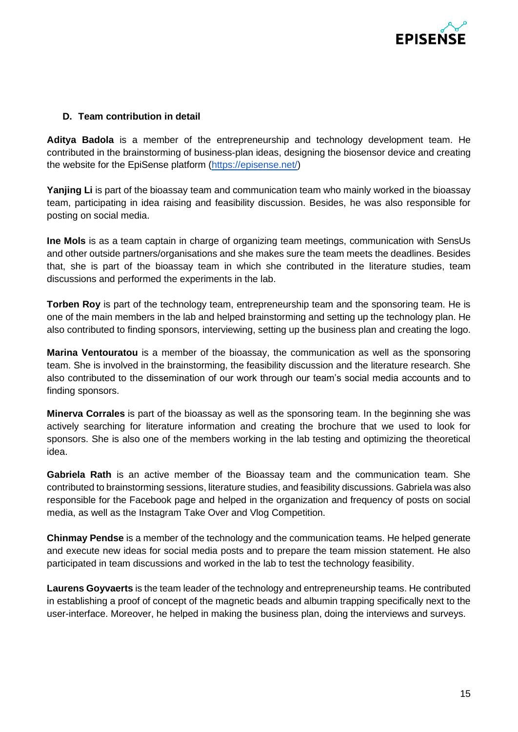### D. Team contribution in detail

**Aditya Badola** is a member of the entrepreneurship and technology development team. He contributed in the brainstorming of business-plan ideas, designing the biosensor device and creating the website for the EpiSense platform (https://episense.net/)

**Yanjing Li** is part of the bioassay team and communication team who mainly worked in the bioassay team, participating in idea raising and feasibility discussion. Besides, he was also responsible for posting on social media.

**Ine Mols** is as a team captain in charge of organizing team meetings, communication with SensUs and other outside partners/organisations and she makes sure the team meets the deadlines. Besides that, she is part of the bioassay team in which she contributed in the literature studies, team discussions and performed the experiments in the lab.

**Torben Roy** is part of the technology team, entrepreneurship team and the sponsoring team. He is one of the main members in the lab and helped brainstorming and setting up the technology plan. He also contributed to finding sponsors, interviewing, setting up the business plan and creating the logo.

**Marina Ventouratou** is a member of the bioassay, the communication as well as the sponsoring team. She is involved in the brainstorming, the feasibility discussion and the literature research. She also contributed to the dissemination of our work through our team's social media accounts and to finding sponsors.

**Minerva Corrales** is part of the bioassay as well as the sponsoring team. In the beginning she was actively searching for literature information and creating the brochure that we used to look for sponsors. She is also one of the members working in the lab testing and optimizing the theoretical idea.

**Gabriela Rath** is an active member of the Bioassay team and the communication team. She contributed to brainstorming sessions, literature studies, and feasibility discussions. Gabriela was also responsible for the Facebook page and helped in the organization and frequency of posts on social media, as well as the Instagram Take Over and Vlog Competition.

**Chinmay Pendse** is a member of the technology and the communication teams. He helped generate and execute new ideas for social media posts and to prepare the team mission statement. He also participated in team discussions and worked in the lab to test the technology feasibility.

**Laurens Goyvaerts** is the team leader of the technology and entrepreneurship teams. He contributed in establishing a proof of concept of the magnetic beads and albumin trapping specifically next to the user-interface. Moreover, he helped in making the business plan, doing the interviews and surveys.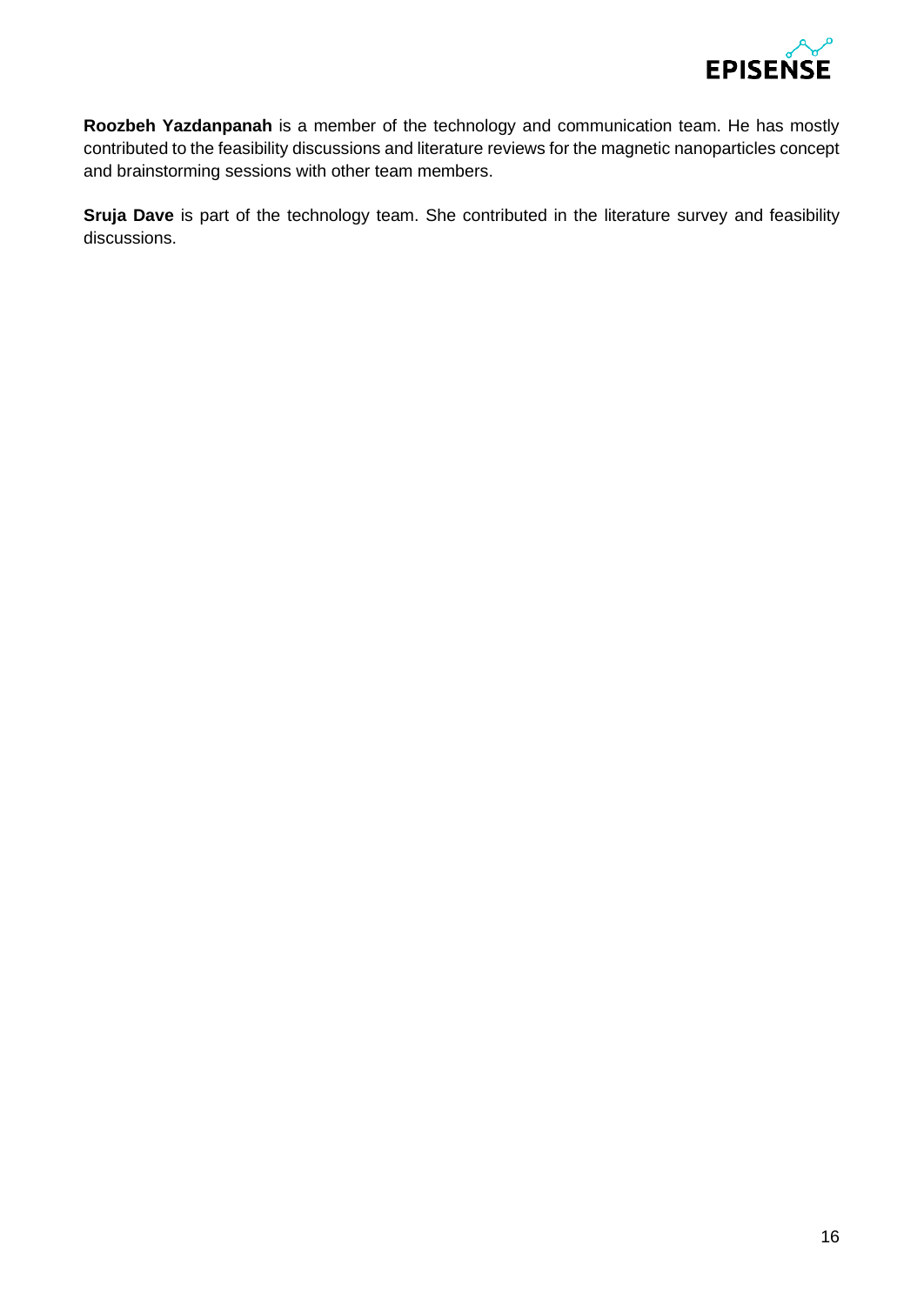**Roozbeh Yazdanpanah** is a member of the technology and communication team. He has mostly contributed to the feasibility discussions and literature reviews for the magnetic nanoparticles concept and brainstorming sessions with other team members.

**Sruja Dave** is part of the technology team. She contributed in the literature survey and feasibility discussions.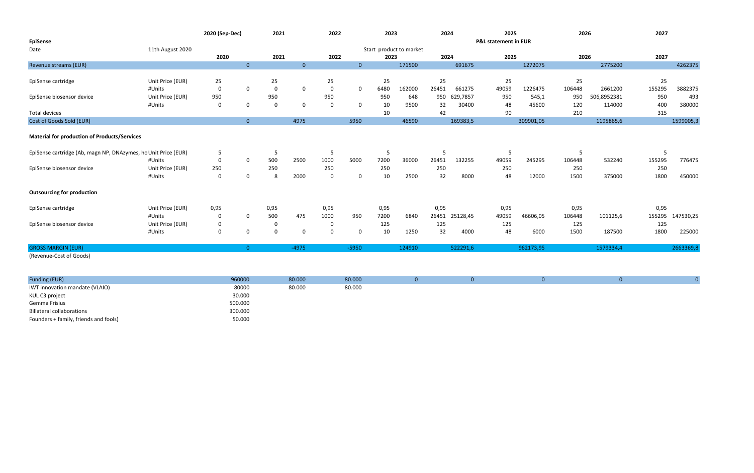| | | 2020 (Sep-Dec) | | 2021 | | 2022 | | 2023 | | 2024 | | 2025 | | 2026 | | 2027 | |
|---|---|---|---|---|---|---|---|---|---|---|---|---|---|---|---|---|---|
| **EpiSense** | | | | | | | | | | | | **P&L statement in EUR** | | | | | |
| Date | 11th August 2020 | | | | | | | Start product to market | | | | | | | | | |
| | | 2020 | | 2021 | | 2022 | | 2023 | | 2024 | | 2025 | | 2026 | | 2027 | |
| Revenue streams (EUR) | | | 0 | | 0 | | 0 | | 171500 | | 691675 | | 1272075 | | 2775200 | | 4262375 |
| EpiSense cartridge | Unit Price (EUR) | 25 | | 25 | | 25 | | 25 | | 25 | | 25 | | 25 | | 25 | |
| | #Units | 0 | 0 | 0 | 0 | 0 | 0 | 6480 | 162000 | 26451 | 661275 | 49059 | 1226475 | 106448 | 2661200 | 155295 | 3882375 |
| EpiSense biosensor device | Unit Price (EUR) | 950 | | 950 | | 950 | | 950 | 648 | 950 | 629,7857 | 950 | 545,1 | 950 | 506,8952381 | 950 | 493 |
| | #Units | 0 | 0 | 0 | 0 | 0 | 0 | 10 | 9500 | 32 | 30400 | 48 | 45600 | 120 | 114000 | 400 | 380000 |
| Total devices | | | | | | | | 10 | | 42 | | 90 | | 210 | | 315 | |
| Cost of Goods Sold (EUR) | | | 0 | | 4975 | | 5950 | | 46590 | | 169383,5 | | 309901,05 | | 1195865,6 | | 1599005,3 |
| **Material for production of Products/Services** | | | | | | | | | | | | | | | | | |
| EpiSense cartridge (Ab, magn NP, DNAzymes, ho | Unit Price (EUR) | 5 | | 5 | | 5 | | 5 | | 5 | | 5 | | 5 | | 5 | |
| | #Units | 0 | 0 | 500 | 2500 | 1000 | 5000 | 7200 | 36000 | 26451 | 132255 | 49059 | 245295 | 106448 | 532240 | 155295 | 776475 |
| EpiSense biosensor device | Unit Price (EUR) | 250 | | 250 | | 250 | | 250 | | 250 | | 250 | | 250 | | 250 | |
| | #Units | 0 | 0 | 8 | 2000 | 0 | 0 | 10 | 2500 | 32 | 8000 | 48 | 12000 | 1500 | 375000 | 1800 | 450000 |
| **Outsourcing for production** | | | | | | | | | | | | | | | | | |
| EpiSense cartridge | Unit Price (EUR) | 0,95 | | 0,95 | | 0,95 | | 0,95 | | 0,95 | | 0,95 | | 0,95 | | 0,95 | |
| | #Units | 0 | 0 | 500 | 475 | 1000 | 950 | 7200 | 6840 | 26451 | 25128,45 | 49059 | 46606,05 | 106448 | 101125,6 | 155295 | 147530,25 |
| EpiSense biosensor device | Unit Price (EUR) | 0 | | 0 | | 0 | | 125 | | 125 | | 125 | | 125 | | 125 | |
| | #Units | 0 | 0 | 0 | 0 | 0 | 0 | 10 | 1250 | 32 | 4000 | 48 | 6000 | 1500 | 187500 | 1800 | 225000 |
| GROSS MARGIN (EUR) | | | 0 | | -4975 | | -5950 | | 124910 | | 522291,6 | | 962173,95 | | 1579334,4 | | 2663369,8 |
| (Revenue-Cost of Goods) | | | | | | | | | | | | | | | | | |

| Funding (EUR) | 960000 | 80.000 | 80.000 | 0 | 0 | 0 | 0 | 0 |
|---|---|---|---|---|---|---|---|---|
| IWT innovation mandate (VLAIO) | 80000 | 80.000 | 80.000 | | | | | |
| KUL C3 project | 30.000 | | | | | | | |
| Gemma Frisius | 500.000 | | | | | | | |
| Billateral collaborations | 300.000 | | | | | | | |
| Founders + family, friends and fools) | 50.000 | | | | | | | |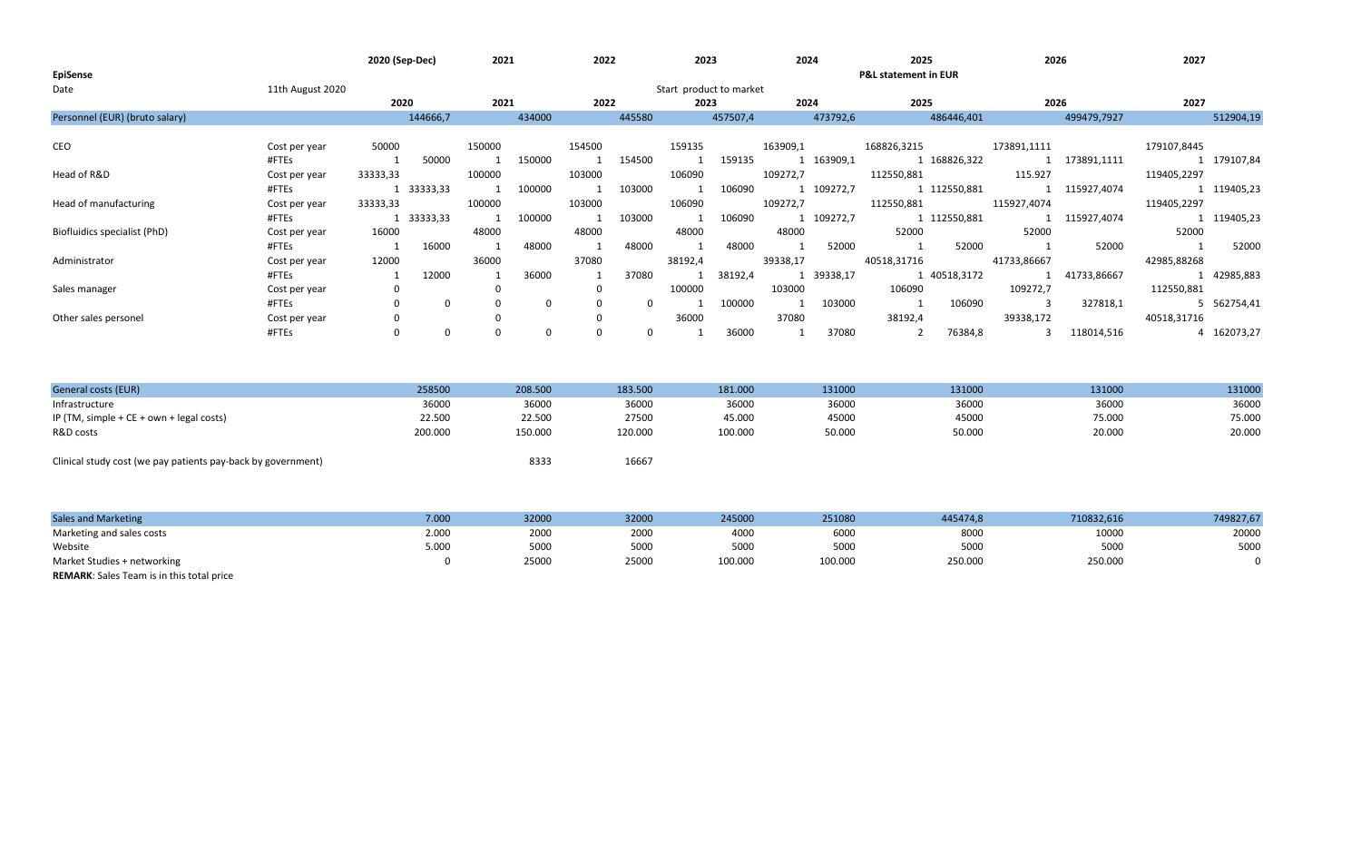| | | 2020 (Sep-Dec) | | 2021 | | 2022 | | 2023 | | 2024 | | 2025 | | 2026 | | 2027 | |
|---|---|---|---|---|---|---|---|---|---|---|---|---|---|---|---|---|---|
| **EpiSense** | | | | | | | | | | | | P&L statement in EUR | | | | | |
| Date | 11th August 2020 | | | | | | | Start product to market | | | | | | | | | |
| | | 2020 | | 2021 | | 2022 | | 2023 | | 2024 | | 2025 | | 2026 | | 2027 | |
| Personnel (EUR) (bruto salary) | | | 144666,7 | | 434000 | | 445580 | | 457507,4 | | 473792,6 | | 486446,401 | | 499479,7927 | | 512904,19 |
| CEO | Cost per year | 50000 | | 150000 | | 154500 | | 159135 | | 163909,1 | | 168826,3215 | | 173891,1111 | | 179107,8445 | |
| | #FTEs | 1 | 50000 | 1 | 150000 | 1 | 154500 | 1 | 159135 | 1 | 163909,1 | 1 | 168826,322 | 1 | 173891,1111 | 1 | 179107,84 |
| Head of R&D | Cost per year | 33333,33 | | 100000 | | 103000 | | 106090 | | 109272,7 | | 112550,881 | | 115.927 | | 119405,2297 | |
| | #FTEs | 1 | 33333,33 | 1 | 100000 | 1 | 103000 | 1 | 106090 | 1 | 109272,7 | 1 | 112550,881 | 1 | 115927,4074 | 1 | 119405,23 |
| Head of manufacturing | Cost per year | 33333,33 | | 100000 | | 103000 | | 106090 | | 109272,7 | | 112550,881 | | 115927,4074 | | 119405,2297 | |
| | #FTEs | 1 | 33333,33 | 1 | 100000 | 1 | 103000 | 1 | 106090 | 1 | 109272,7 | 1 | 112550,881 | 1 | 115927,4074 | 1 | 119405,23 |
| Biofluidics specialist (PhD) | Cost per year | 16000 | | 48000 | | 48000 | | 48000 | | 48000 | | 52000 | | 52000 | | 52000 | |
| | #FTEs | 1 | 16000 | 1 | 48000 | 1 | 48000 | 1 | 48000 | 1 | 52000 | 1 | 52000 | 1 | 52000 | 1 | 52000 |
| Administrator | Cost per year | 12000 | | 36000 | | 37080 | | 38192,4 | | 39338,17 | | 40518,31716 | | 41733,86667 | | 42985,88268 | |
| | #FTEs | 1 | 12000 | 1 | 36000 | 1 | 37080 | 1 | 38192,4 | 1 | 39338,17 | 1 | 40518,3172 | 1 | 41733,86667 | 1 | 42985,883 |
| Sales manager | Cost per year | 0 | | 0 | | 0 | | 100000 | | 103000 | | 106090 | | 109272,7 | | 112550,881 | |
| | #FTEs | 0 | 0 | 0 | 0 | 0 | 0 | 1 | 100000 | 1 | 103000 | 1 | 106090 | 3 | 327818,1 | 5 | 562754,41 |
| Other sales personel | Cost per year | 0 | | 0 | | 0 | | 36000 | | 37080 | | 38192,4 | | 39338,172 | | 40518,31716 | |
| | #FTEs | 0 | 0 | 0 | 0 | 0 | 0 | 1 | 36000 | 1 | 37080 | 2 | 76384,8 | 3 | 118014,516 | 4 | 162073,27 |

| | 2020 | 2021 | 2022 | 2023 | 2024 | 2025 | 2026 | 2027 |
|---|---|---|---|---|---|---|---|---|
| General costs (EUR) | 258500 | 208.500 | 183.500 | 181.000 | 131000 | 131000 | 131000 | 131000 |
| Infrastructure | 36000 | 36000 | 36000 | 36000 | 36000 | 36000 | 36000 | 36000 |
| IP (TM, simple + CE + own + legal costs) | 22.500 | 22.500 | 27500 | 45.000 | 45000 | 45000 | 75.000 | 75.000 |
| R&D costs | 200.000 | 150.000 | 120.000 | 100.000 | 50.000 | 50.000 | 20.000 | 20.000 |
| Clinical study cost (we pay patients pay-back by government) | | 8333 | 16667 | | | | | |

| | 2020 | 2021 | 2022 | 2023 | 2024 | 2025 | 2026 | 2027 |
|---|---|---|---|---|---|---|---|---|
| Sales and Marketing | 7.000 | 32000 | 32000 | 245000 | 251080 | 445474,8 | 710832,616 | 749827,67 |
| Marketing and sales costs | 2.000 | 2000 | 2000 | 4000 | 6000 | 8000 | 10000 | 20000 |
| Website | 5.000 | 5000 | 5000 | 5000 | 5000 | 5000 | 5000 | 5000 |
| Market Studies + networking | 0 | 25000 | 25000 | 100.000 | 100.000 | 250.000 | 250.000 | 0 |

**REMARK**: Sales Team is in this total price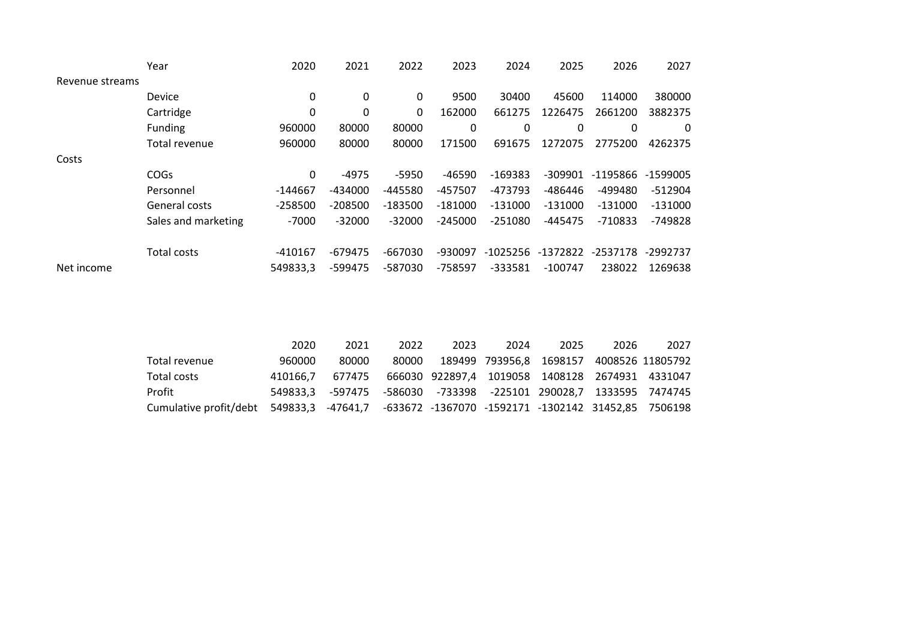| | Year | 2020 | 2021 | 2022 | 2023 | 2024 | 2025 | 2026 | 2027 |
|---|---|---|---|---|---|---|---|---|---|
| Revenue streams | | | | | | | | | |
| | Device | 0 | 0 | 0 | 9500 | 30400 | 45600 | 114000 | 380000 |
| | Cartridge | 0 | 0 | 0 | 162000 | 661275 | 1226475 | 2661200 | 3882375 |
| | Funding | 960000 | 80000 | 80000 | 0 | 0 | 0 | 0 | 0 |
| | Total revenue | 960000 | 80000 | 80000 | 171500 | 691675 | 1272075 | 2775200 | 4262375 |
| Costs | | | | | | | | | |
| | COGs | 0 | -4975 | -5950 | -46590 | -169383 | -309901 | -1195866 | -1599005 |
| | Personnel | -144667 | -434000 | -445580 | -457507 | -473793 | -486446 | -499480 | -512904 |
| | General costs | -258500 | -208500 | -183500 | -181000 | -131000 | -131000 | -131000 | -131000 |
| | Sales and marketing | -7000 | -32000 | -32000 | -245000 | -251080 | -445475 | -710833 | -749828 |
| | Total costs | -410167 | -679475 | -667030 | -930097 | -1025256 | -1372822 | -2537178 | -2992737 |
| Net income | | 549833,3 | -599475 | -587030 | -758597 | -333581 | -100747 | 238022 | 1269638 |

| | 2020 | 2021 | 2022 | 2023 | 2024 | 2025 | 2026 | 2027 |
|---|---|---|---|---|---|---|---|---|
| Total revenue | 960000 | 80000 | 80000 | 189499 | 793956,8 | 1698157 | 4008526 | 11805792 |
| Total costs | 410166,7 | 677475 | 666030 | 922897,4 | 1019058 | 1408128 | 2674931 | 4331047 |
| Profit | 549833,3 | -597475 | -586030 | -733398 | -225101 | 290028,7 | 1333595 | 7474745 |
| Cumulative profit/debt | 549833,3 | -47641,7 | -633672 | -1367070 | -1592171 | -1302142 | 31452,85 | 7506198 |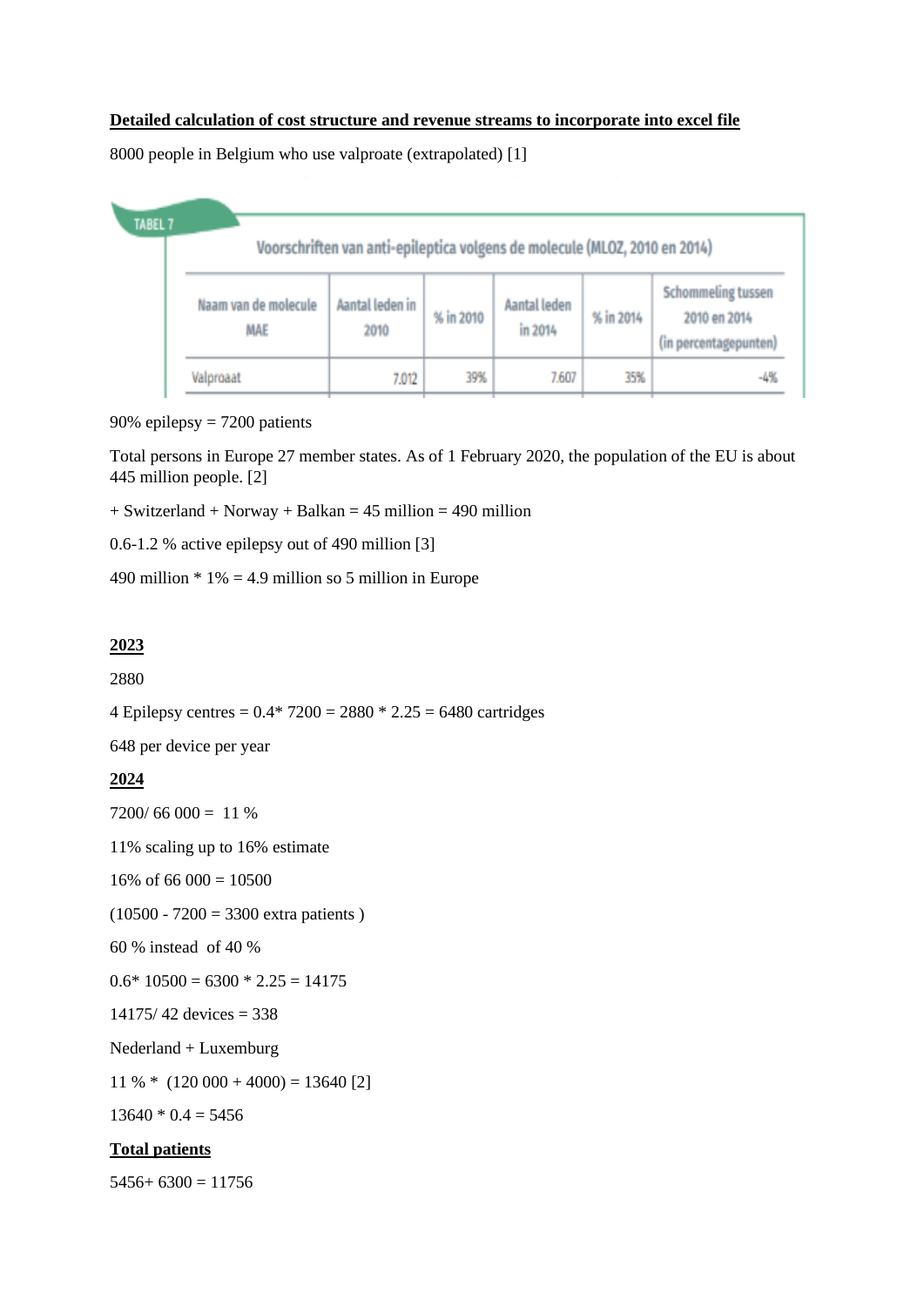**Detailed calculation of cost structure and revenue streams to incorporate into excel file**

8000 people in Belgium who use valproate (extrapolated) [1]

TABEL 7

Voorschriften van anti-epileptica volgens de molecule (MLOZ, 2010 en 2014)

| Naam van de molecule MAE | Aantal leden in 2010 | % in 2010 | Aantal leden in 2014 | % in 2014 | Schommeling tussen 2010 en 2014 (in percentagepunten) |
|---|---|---|---|---|---|
| Valproaat | 7.012 | 39% | 7.607 | 35% | -4% |

90% epilepsy = 7200 patients

Total persons in Europe 27 member states. As of 1 February 2020, the population of the EU is about 445 million people. [2]

+ Switzerland + Norway + Balkan = 45 million = 490 million

0.6-1.2 % active epilepsy out of 490 million [3]

490 million * 1% = 4.9 million so 5 million in Europe

**2023**

2880

4 Epilepsy centres = 0.4* 7200 = 2880 * 2.25 = 6480 cartridges

648 per device per year

**2024**

7200/ 66 000 = 11 %

11% scaling up to 16% estimate

16% of 66 000 = 10500

(10500 - 7200 = 3300 extra patients )

60 % instead of 40 %

0.6* 10500 = 6300 * 2.25 = 14175

14175/ 42 devices = 338

Nederland + Luxemburg

11 % * (120 000 + 4000) = 13640 [2]

13640 * 0.4 = 5456

**Total patients**

5456+ 6300 = 11756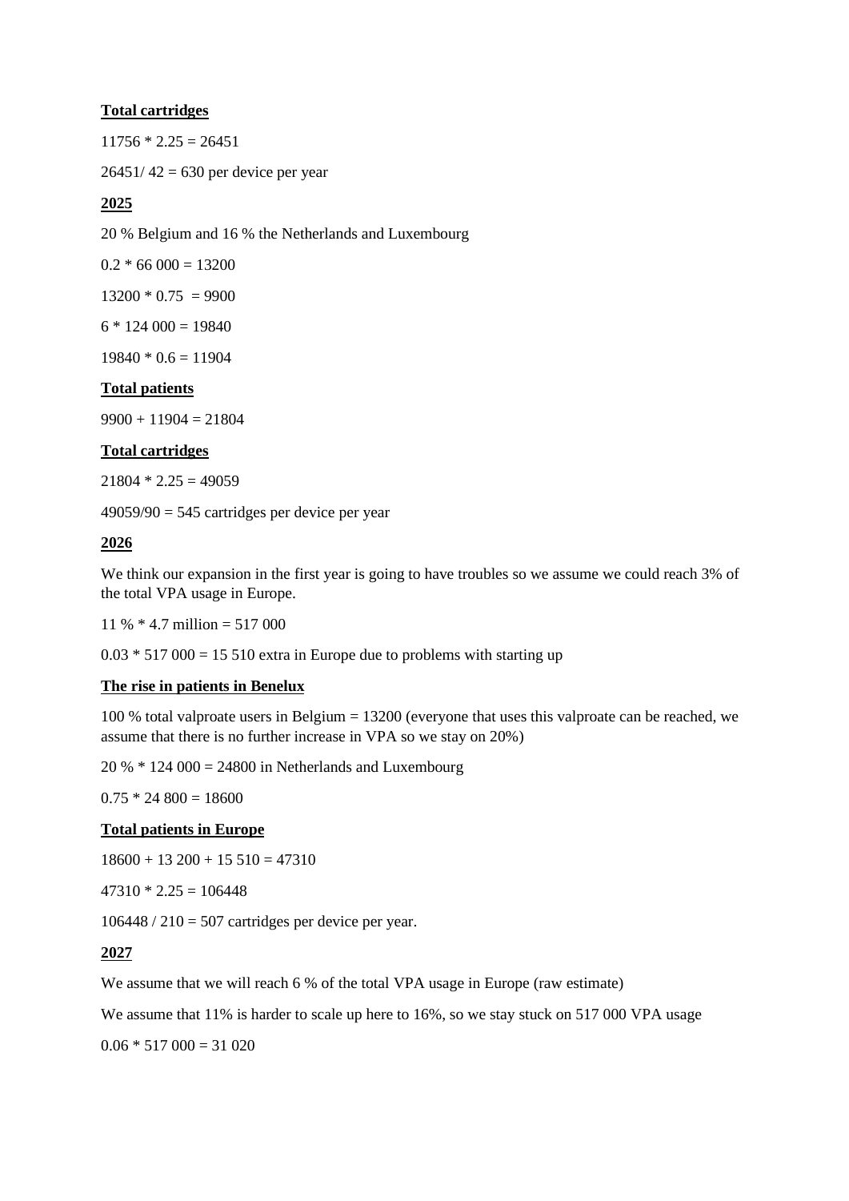**Total cartridges**

11756 * 2.25 = 26451

26451/ 42 = 630 per device per year

**2025**

20 % Belgium and 16 % the Netherlands and Luxembourg

0.2 * 66 000 = 13200

13200 * 0.75  = 9900

6 * 124 000 = 19840

19840 * 0.6 = 11904

**Total patients**

9900 + 11904 = 21804

**Total cartridges**

21804 * 2.25 = 49059

49059/90 = 545 cartridges per device per year

**2026**

We think our expansion in the first year is going to have troubles so we assume we could reach 3% of the total VPA usage in Europe.

11 % * 4.7 million = 517 000

0.03 * 517 000 = 15 510 extra in Europe due to problems with starting up

**The rise in patients in Benelux**

100 % total valproate users in Belgium = 13200 (everyone that uses this valproate can be reached, we assume that there is no further increase in VPA so we stay on 20%)

20 % * 124 000 = 24800 in Netherlands and Luxembourg

0.75 * 24 800 = 18600

**Total patients in Europe**

18600 + 13 200 + 15 510 = 47310

47310 * 2.25 = 106448

106448 / 210 = 507 cartridges per device per year.

**2027**

We assume that we will reach 6 % of the total VPA usage in Europe (raw estimate)

We assume that 11% is harder to scale up here to 16%, so we stay stuck on 517 000 VPA usage

0.06 * 517 000 = 31 020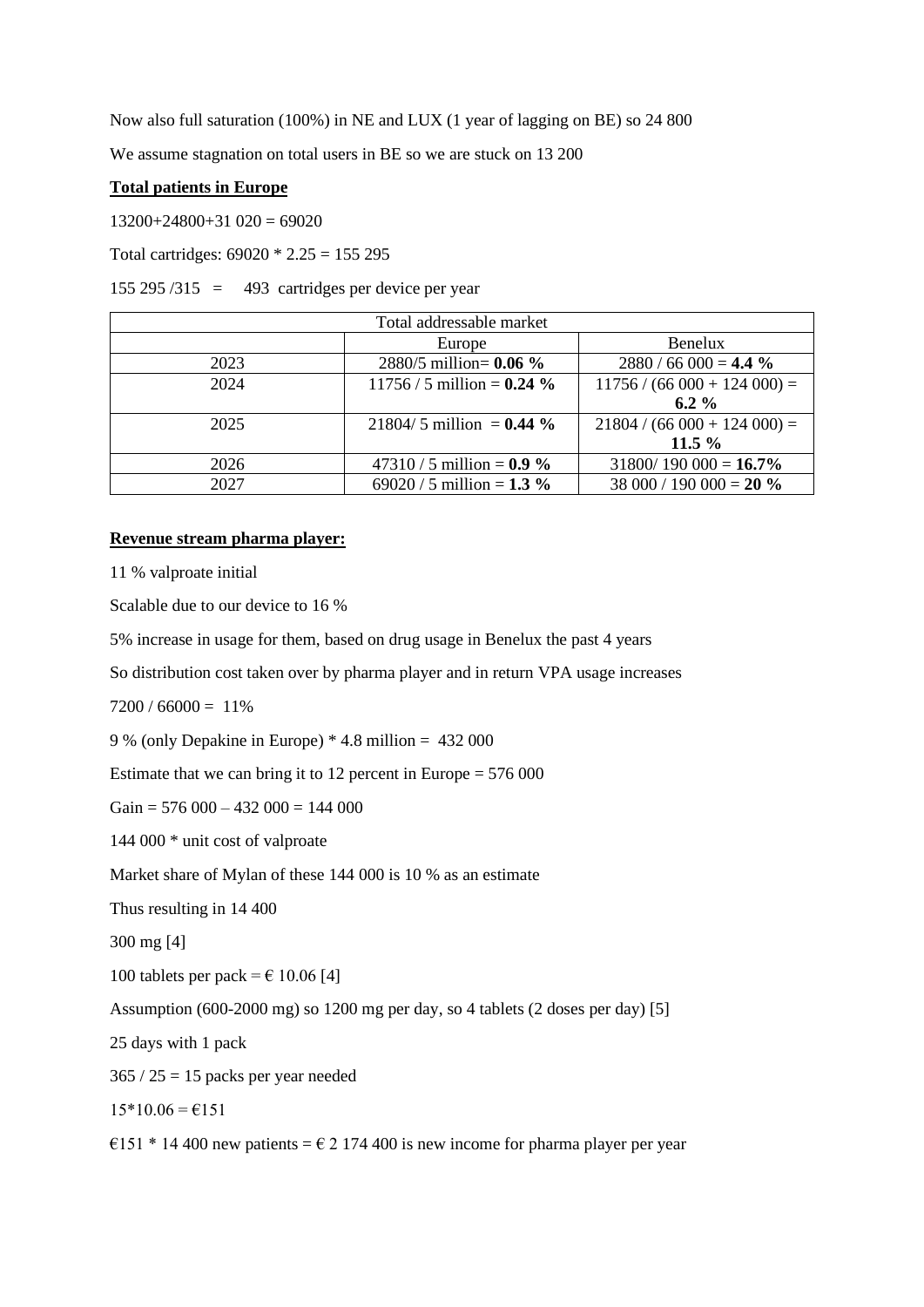Now also full saturation (100%) in NE and LUX (1 year of lagging on BE) so 24 800

We assume stagnation on total users in BE so we are stuck on 13 200

**Total patients in Europe**

13200+24800+31 020 = 69020

Total cartridges: 69020 * 2.25 = 155 295

155 295 /315 = 493 cartridges per device per year

| Total addressable market | | |
|---|---|---|
| | Europe | Benelux |
| 2023 | 2880/5 million= **0.06 %** | 2880 / 66 000 = **4.4 %** |
| 2024 | 11756 / 5 million = **0.24 %** | 11756 / (66 000 + 124 000) = **6.2 %** |
| 2025 | 21804/ 5 million = **0.44 %** | 21804 / (66 000 + 124 000) = **11.5 %** |
| 2026 | 47310 / 5 million = **0.9 %** | 31800/ 190 000 = **16.7%** |
| 2027 | 69020 / 5 million = **1.3 %** | 38 000 / 190 000 = **20 %** |

**Revenue stream pharma player:**

11 % valproate initial

Scalable due to our device to 16 %

5% increase in usage for them, based on drug usage in Benelux the past 4 years

So distribution cost taken over by pharma player and in return VPA usage increases

7200 / 66000 = 11%

9 % (only Depakine in Europe) * 4.8 million = 432 000

Estimate that we can bring it to 12 percent in Europe = 576 000

Gain = 576 000 – 432 000 = 144 000

144 000 * unit cost of valproate

Market share of Mylan of these 144 000 is 10 % as an estimate

Thus resulting in 14 400

300 mg [4]

100 tablets per pack = € 10.06 [4]

Assumption (600-2000 mg) so 1200 mg per day, so 4 tablets (2 doses per day) [5]

25 days with 1 pack

365 / 25 = 15 packs per year needed

15*10.06 = €151

€151 * 14 400 new patients = € 2 174 400 is new income for pharma player per year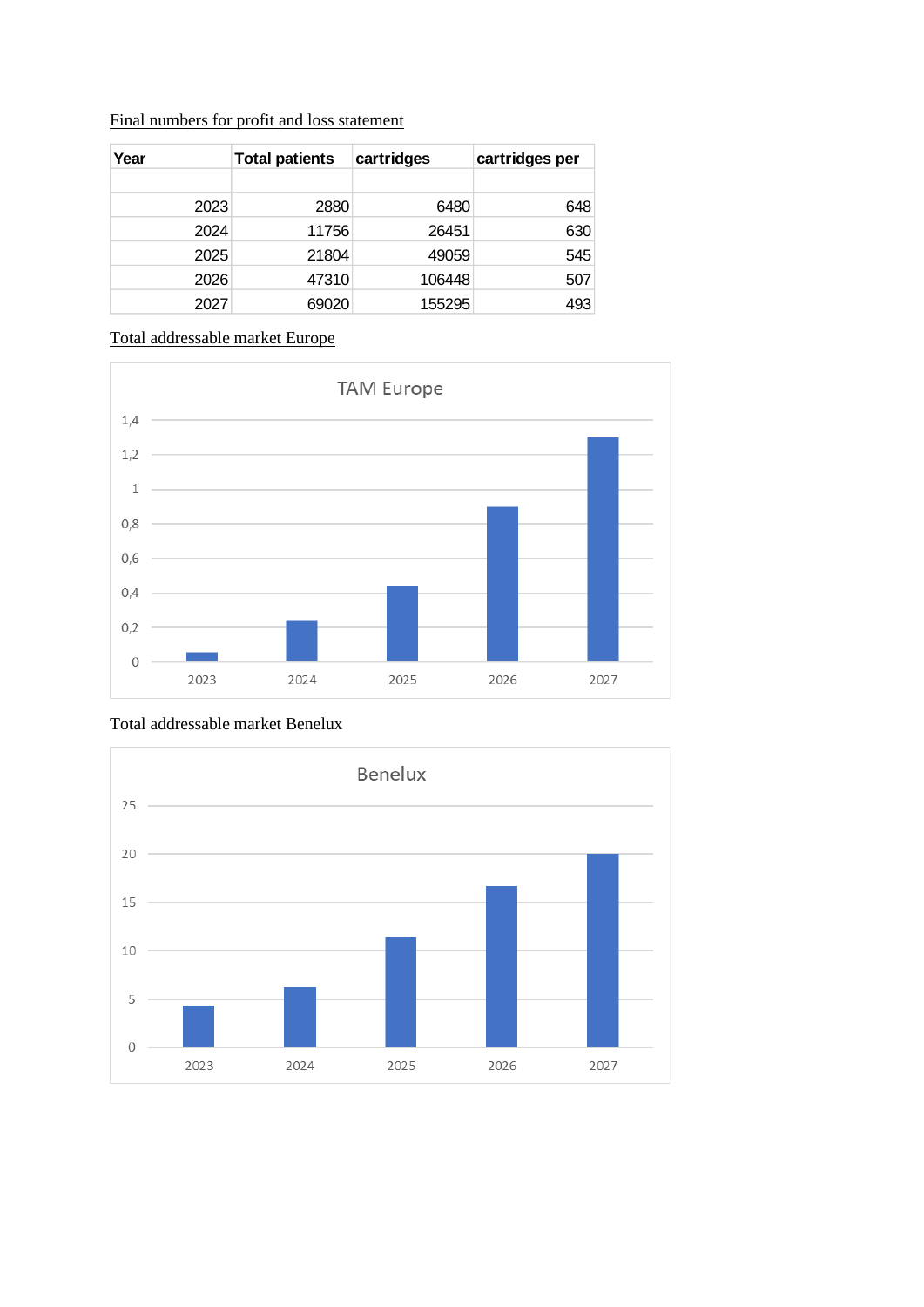Final numbers for profit and loss statement

| Year | Total patients | cartridges | cartridges per |
|---|---|---|---|
| | | | |
| 2023 | 2880 | 6480 | 648 |
| 2024 | 11756 | 26451 | 630 |
| 2025 | 21804 | 49059 | 545 |
| 2026 | 47310 | 106448 | 507 |
| 2027 | 69020 | 155295 | 493 |

Total addressable market Europe

Total addressable market Benelux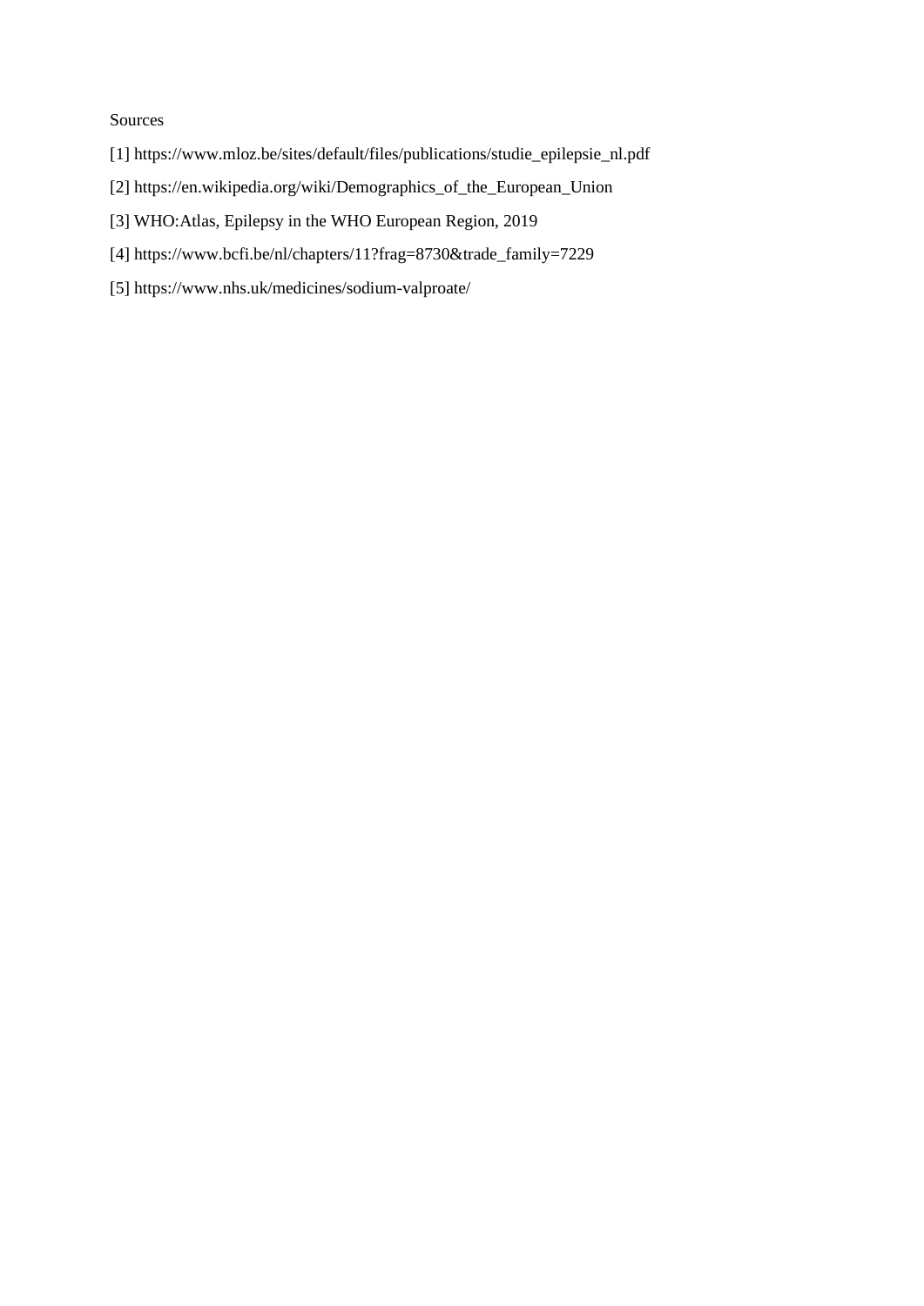Sources

[1] https://www.mloz.be/sites/default/files/publications/studie_epilepsie_nl.pdf

[2] https://en.wikipedia.org/wiki/Demographics_of_the_European_Union

[3] WHO:Atlas, Epilepsy in the WHO European Region, 2019

[4] https://www.bcfi.be/nl/chapters/11?frag=8730&trade_family=7229

[5] https://www.nhs.uk/medicines/sodium-valproate/